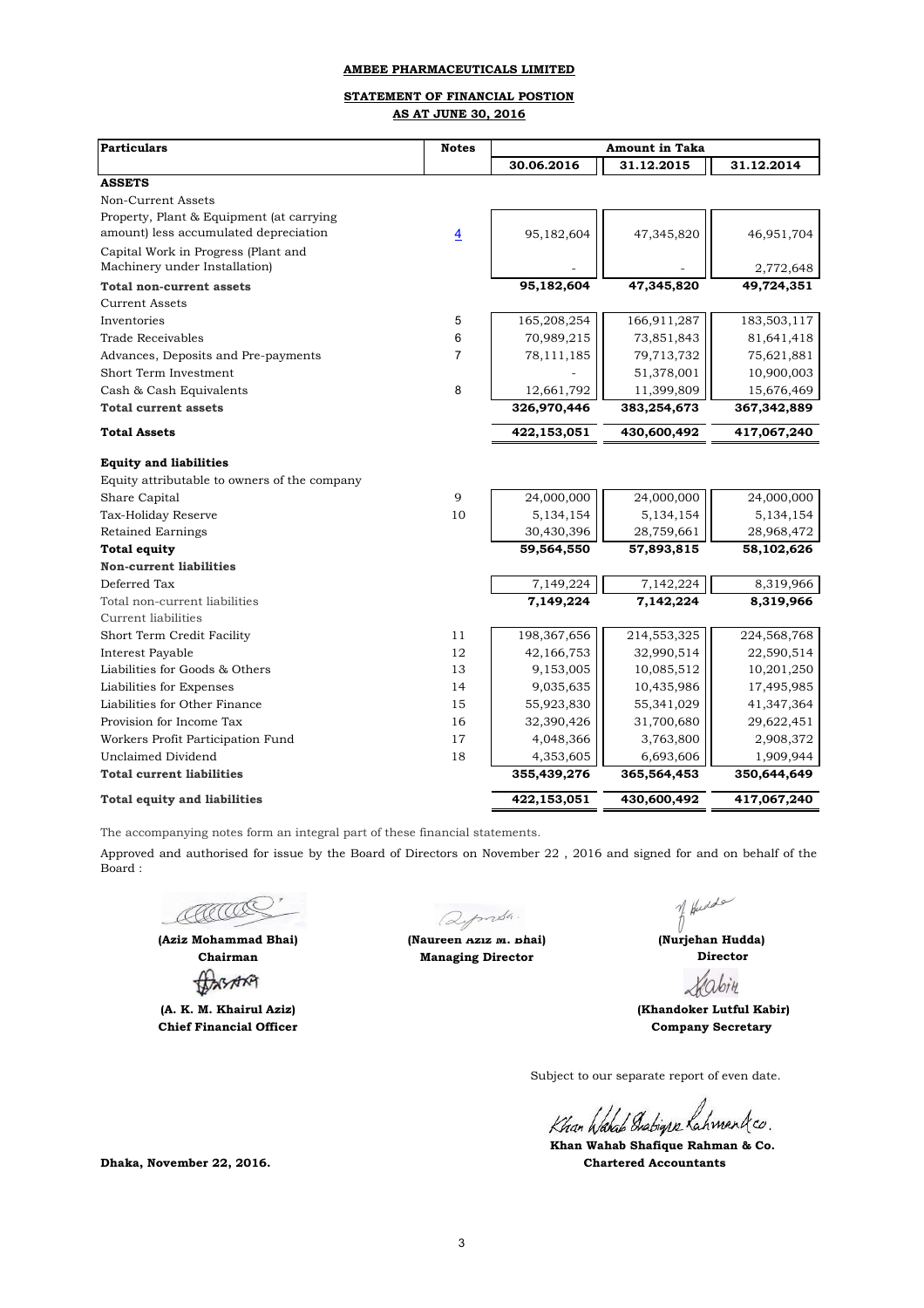**AMBEE PHARMACEUTICALS LIMITED**

**STATEMENT OF FINANCIAL POSTION**

**AS AT JUNE 30, 2016**

| Particulars | Notes | Amount in Taka | | |
|---|---|---|---|---|
| | | 30.06.2016 | 31.12.2015 | 31.12.2014 |
| **ASSETS** | | | | |
| Non-Current Assets | | | | |
| Property, Plant & Equipment (at carrying amount) less accumulated depreciation | 4 | 95,182,604 | 47,345,820 | 46,951,704 |
| Capital Work in Progress (Plant and Machinery under Installation) | | - | - | 2,772,648 |
| **Total non-current assets** | | **95,182,604** | **47,345,820** | **49,724,351** |
| Current Assets | | | | |
| Inventories | 5 | 165,208,254 | 166,911,287 | 183,503,117 |
| Trade Receivables | 6 | 70,989,215 | 73,851,843 | 81,641,418 |
| Advances, Deposits and Pre-payments | 7 | 78,111,185 | 79,713,732 | 75,621,881 |
| Short Term Investment | | - | 51,378,001 | 10,900,003 |
| Cash & Cash Equivalents | 8 | 12,661,792 | 11,399,809 | 15,676,469 |
| **Total current assets** | | **326,970,446** | **383,254,673** | **367,342,889** |
| **Total Assets** | | **422,153,051** | **430,600,492** | **417,067,240** |
| **Equity and liabilities** | | | | |
| Equity attributable to owners of the company | | | | |
| Share Capital | 9 | 24,000,000 | 24,000,000 | 24,000,000 |
| Tax-Holiday Reserve | 10 | 5,134,154 | 5,134,154 | 5,134,154 |
| Retained Earnings | | 30,430,396 | 28,759,661 | 28,968,472 |
| **Total equity** | | **59,564,550** | **57,893,815** | **58,102,626** |
| **Non-current liabilities** | | | | |
| Deferred Tax | | 7,149,224 | 7,142,224 | 8,319,966 |
| Total non-current liabilities | | **7,149,224** | **7,142,224** | **8,319,966** |
| Current liabilities | | | | |
| Short Term Credit Facility | 11 | 198,367,656 | 214,553,325 | 224,568,768 |
| Interest Payable | 12 | 42,166,753 | 32,990,514 | 22,590,514 |
| Liabilities for Goods & Others | 13 | 9,153,005 | 10,085,512 | 10,201,250 |
| Liabilities for Expenses | 14 | 9,035,635 | 10,435,986 | 17,495,985 |
| Liabilities for Other Finance | 15 | 55,923,830 | 55,341,029 | 41,347,364 |
| Provision for Income Tax | 16 | 32,390,426 | 31,700,680 | 29,622,451 |
| Workers Profit Participation Fund | 17 | 4,048,366 | 3,763,800 | 2,908,372 |
| Unclaimed Dividend | 18 | 4,353,605 | 6,693,606 | 1,909,944 |
| **Total current liabilities** | | **355,439,276** | **365,564,453** | **350,644,649** |
| **Total equity and liabilities** | | **422,153,051** | **430,600,492** | **417,067,240** |

The accompanying notes form an integral part of these financial statements.

Approved and authorised for issue by the Board of Directors on November 22 , 2016 and signed for and on behalf of the Board :

**(Aziz Mohammad Bhai)**
**Chairman**

**(Naureen Aziz M. Bhai)**
**Managing Director**

**(Nurjehan Hudda)**
**Director**

**(A. K. M. Khairul Aziz)**
**Chief Financial Officer**

**(Khandoker Lutful Kabir)**
**Company Secretary**

Subject to our separate report of even date.

**Khan Wahab Shafique Rahman & Co.**
**Chartered Accountants**

**Dhaka, November 22, 2016.**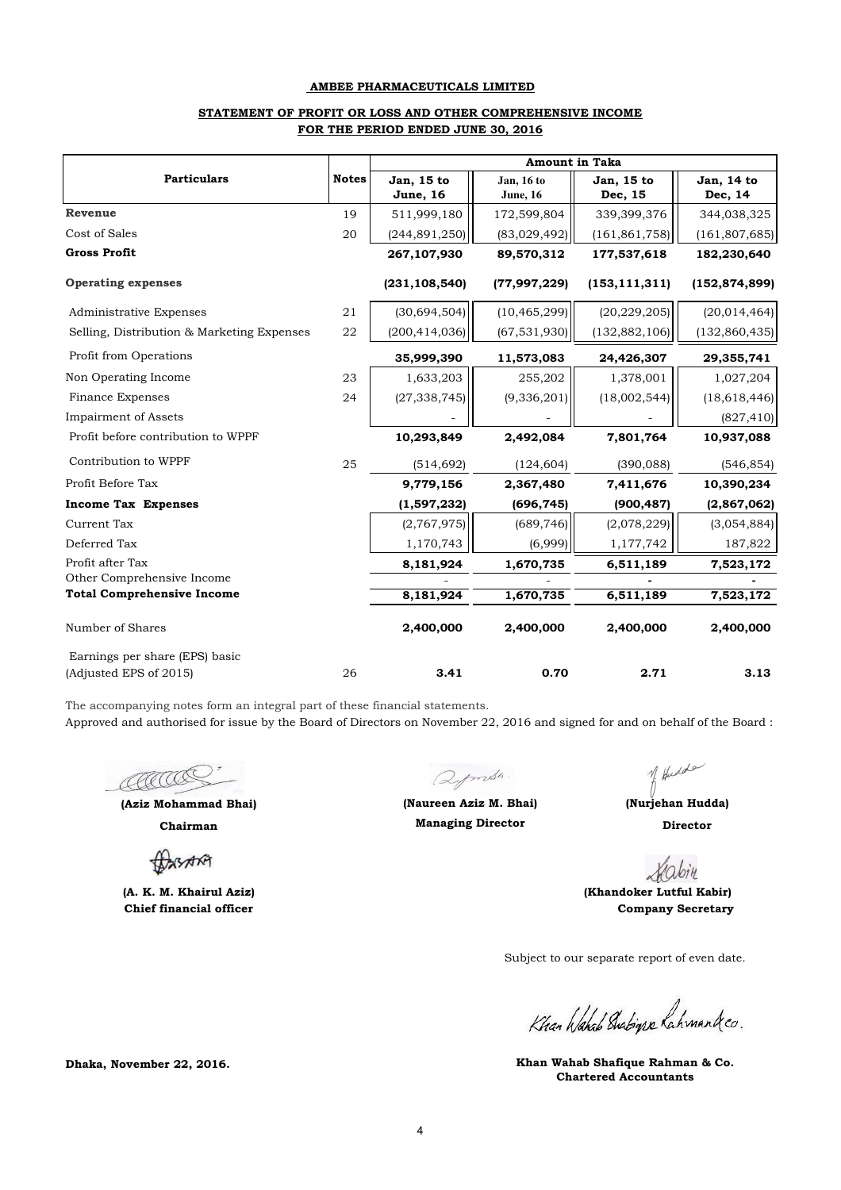**AMBEE PHARMACEUTICALS LIMITED**

**STATEMENT OF PROFIT OR LOSS AND OTHER COMPREHENSIVE INCOME**
**FOR THE PERIOD ENDED JUNE 30, 2016**

| Particulars | Notes | Amount in Taka | | | |
|---|---|---|---|---|---|
| | | **Jan, 15 to June, 16** | **Jan, 16 to June, 16** | **Jan, 15 to Dec, 15** | **Jan, 14 to Dec, 14** |
| **Revenue** | 19 | 511,999,180 | 172,599,804 | 339,399,376 | 344,038,325 |
| Cost of Sales | 20 | (244,891,250) | (83,029,492) | (161,861,758) | (161,807,685) |
| **Gross Profit** | | **267,107,930** | **89,570,312** | **177,537,618** | **182,230,640** |
| **Operating expenses** | | **(231,108,540)** | **(77,997,229)** | **(153,111,311)** | **(152,874,899)** |
| Administrative Expenses | 21 | (30,694,504) | (10,465,299) | (20,229,205) | (20,014,464) |
| Selling, Distribution & Marketing Expenses | 22 | (200,414,036) | (67,531,930) | (132,882,106) | (132,860,435) |
| Profit from Operations | | **35,999,390** | **11,573,083** | **24,426,307** | **29,355,741** |
| Non Operating Income | 23 | 1,633,203 | 255,202 | 1,378,001 | 1,027,204 |
| Finance Expenses | 24 | (27,338,745) | (9,336,201) | (18,002,544) | (18,618,446) |
| Impairment of Assets | | - | - | - | (827,410) |
| Profit before contribution to WPPF | | **10,293,849** | **2,492,084** | **7,801,764** | **10,937,088** |
| Contribution to WPPF | 25 | (514,692) | (124,604) | (390,088) | (546,854) |
| Profit Before Tax | | **9,779,156** | **2,367,480** | **7,411,676** | **10,390,234** |
| **Income Tax Expenses** | | **(1,597,232)** | **(696,745)** | **(900,487)** | **(2,867,062)** |
| Current Tax | | (2,767,975) | (689,746) | (2,078,229) | (3,054,884) |
| Deferred Tax | | 1,170,743 | (6,999) | 1,177,742 | 187,822 |
| Profit after Tax | | **8,181,924** | **1,670,735** | **6,511,189** | **7,523,172** |
| Other Comprehensive Income | | - | - | - | - |
| **Total Comprehensive Income** | | **8,181,924** | **1,670,735** | **6,511,189** | **7,523,172** |
| Number of Shares | | **2,400,000** | **2,400,000** | **2,400,000** | **2,400,000** |
| Earnings per share (EPS) basic (Adjusted EPS of 2015) | 26 | **3.41** | **0.70** | **2.71** | **3.13** |

The accompanying notes form an integral part of these financial statements.

Approved and authorised for issue by the Board of Directors on November 22, 2016 and signed for and on behalf of the Board :

**(Aziz Mohammad Bhai)**
**Chairman**

**(Naureen Aziz M. Bhai)**
**Managing Director**

**(Nurjehan Hudda)**
**Director**

**(A. K. M. Khairul Aziz)**
**Chief financial officer**

**(Khandoker Lutful Kabir)**
**Company Secretary**

Subject to our separate report of even date.

**Dhaka, November 22, 2016.**

**Khan Wahab Shafique Rahman & Co.**
**Chartered Accountants**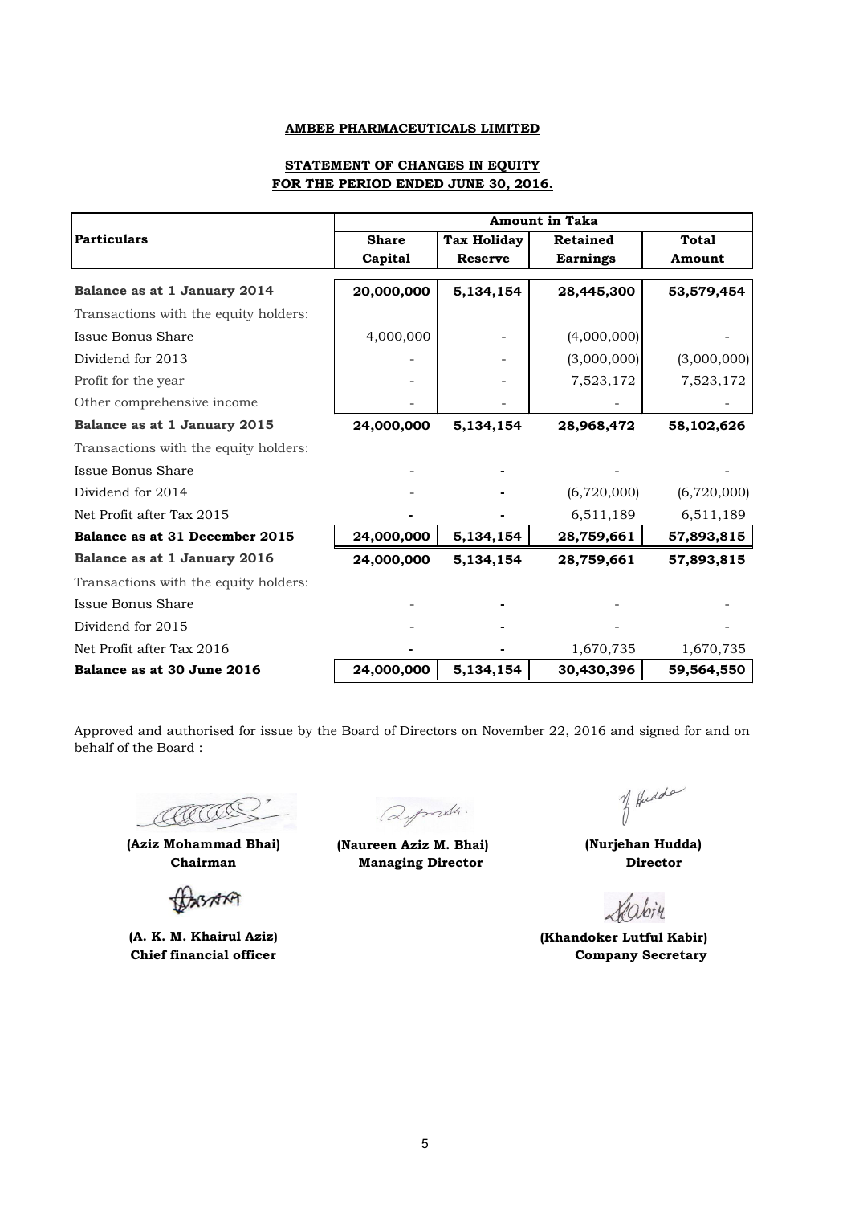**AMBEE PHARMACEUTICALS LIMITED**

**STATEMENT OF CHANGES IN EQUITY**
**FOR THE PERIOD ENDED JUNE 30, 2016.**

| Particulars | Amount in Taka | | | |
|---|---|---|---|---|
| | **Share Capital** | **Tax Holiday Reserve** | **Retained Earnings** | **Total Amount** |
| **Balance as at 1 January 2014** | **20,000,000** | **5,134,154** | **28,445,300** | **53,579,454** |
| Transactions with the equity holders: | | | | |
| Issue Bonus Share | 4,000,000 | - | (4,000,000) | - |
| Dividend for 2013 | - | - | (3,000,000) | (3,000,000) |
| Profit for the year | - | - | 7,523,172 | 7,523,172 |
| Other comprehensive income | - | - | - | - |
| **Balance as at 1 January 2015** | **24,000,000** | **5,134,154** | **28,968,472** | **58,102,626** |
| Transactions with the equity holders: | | | | |
| Issue Bonus Share | - | - | - | - |
| Dividend for 2014 | - | - | (6,720,000) | (6,720,000) |
| Net Profit after Tax 2015 | - | - | 6,511,189 | 6,511,189 |
| **Balance as at 31 December 2015** | **24,000,000** | **5,134,154** | **28,759,661** | **57,893,815** |
| **Balance as at 1 January 2016** | **24,000,000** | **5,134,154** | **28,759,661** | **57,893,815** |
| Transactions with the equity holders: | | | | |
| Issue Bonus Share | - | - | - | - |
| Dividend for 2015 | - | - | - | - |
| Net Profit after Tax 2016 | - | - | 1,670,735 | 1,670,735 |
| **Balance as at 30 June 2016** | **24,000,000** | **5,134,154** | **30,430,396** | **59,564,550** |

Approved and authorised for issue by the Board of Directors on November 22, 2016 and signed for and on behalf of the Board :

**(Aziz Mohammad Bhai)**
**Chairman**

**(Naureen Aziz M. Bhai)**
**Managing Director**

**(Nurjehan Hudda)**
**Director**

**(A. K. M. Khairul Aziz)**
**Chief financial officer**

**(Khandoker Lutful Kabir)**
**Company Secretary**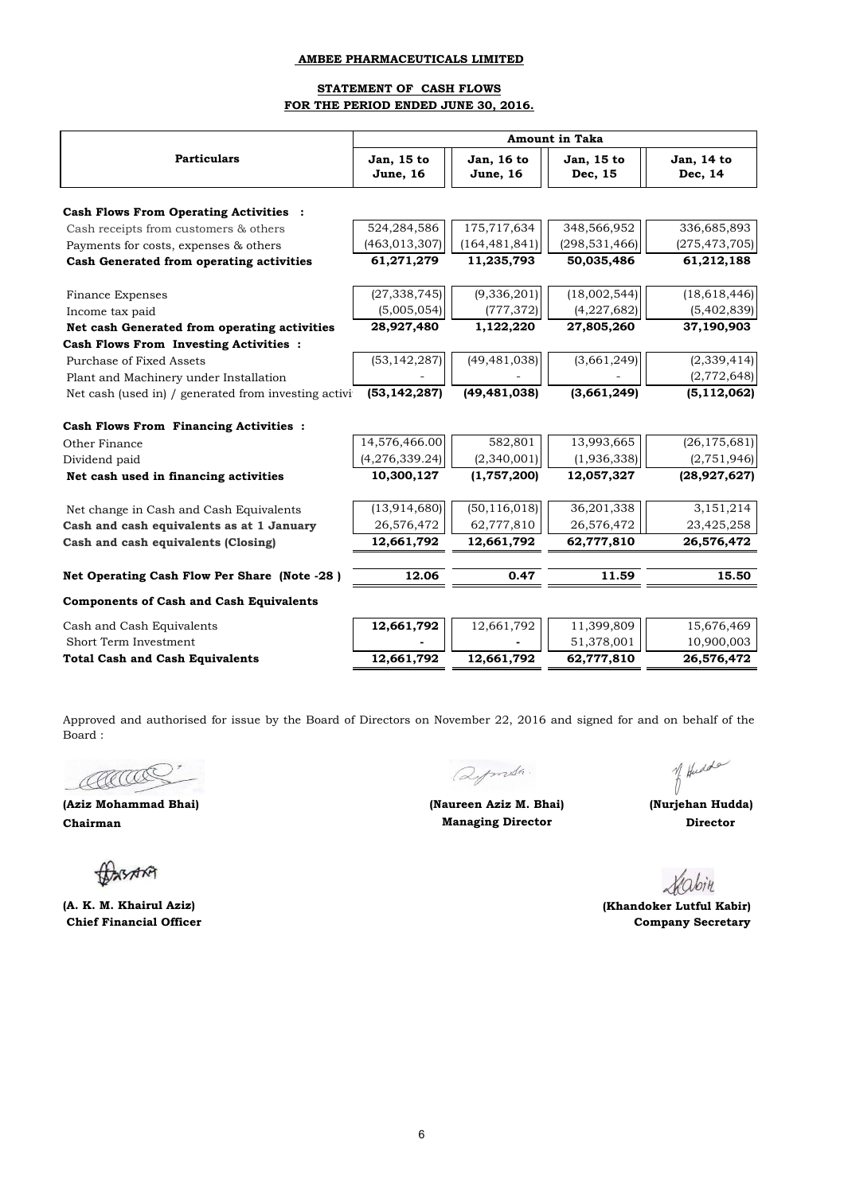**AMBEE PHARMACEUTICALS LIMITED**

**STATEMENT OF CASH FLOWS**
**FOR THE PERIOD ENDED JUNE 30, 2016.**

| Particulars | Amount in Taka | | | |
|---|---|---|---|---|
| | Jan, 15 to June, 16 | Jan, 16 to June, 16 | Jan, 15 to Dec, 15 | Jan, 14 to Dec, 14 |
| **Cash Flows From Operating Activities :** | | | | |
| Cash receipts from customers & others | 524,284,586 | 175,717,634 | 348,566,952 | 336,685,893 |
| Payments for costs, expenses & others | (463,013,307) | (164,481,841) | (298,531,466) | (275,473,705) |
| **Cash Generated from operating activities** | **61,271,279** | **11,235,793** | **50,035,486** | **61,212,188** |
| Finance Expenses | (27,338,745) | (9,336,201) | (18,002,544) | (18,618,446) |
| Income tax paid | (5,005,054) | (777,372) | (4,227,682) | (5,402,839) |
| **Net cash Generated from operating activities** | **28,927,480** | **1,122,220** | **27,805,260** | **37,190,903** |
| **Cash Flows From Investing Activities :** | | | | |
| Purchase of Fixed Assets | (53,142,287) | (49,481,038) | (3,661,249) | (2,339,414) |
| Plant and Machinery under Installation | - | - | - | (2,772,648) |
| Net cash (used in) / generated from investing activi | **(53,142,287)** | **(49,481,038)** | **(3,661,249)** | **(5,112,062)** |
| **Cash Flows From Financing Activities :** | | | | |
| Other Finance | 14,576,466.00 | 582,801 | 13,993,665 | (26,175,681) |
| Dividend paid | (4,276,339.24) | (2,340,001) | (1,936,338) | (2,751,946) |
| **Net cash used in financing activities** | **10,300,127** | **(1,757,200)** | **12,057,327** | **(28,927,627)** |
| Net change in Cash and Cash Equivalents | (13,914,680) | (50,116,018) | 36,201,338 | 3,151,214 |
| **Cash and cash equivalents as at 1 January** | 26,576,472 | 62,777,810 | 26,576,472 | 23,425,258 |
| **Cash and cash equivalents (Closing)** | **12,661,792** | **12,661,792** | **62,777,810** | **26,576,472** |
| **Net Operating Cash Flow Per Share (Note -28 )** | **12.06** | **0.47** | **11.59** | **15.50** |
| **Components of Cash and Cash Equivalents** | | | | |
| Cash and Cash Equivalents | **12,661,792** | 12,661,792 | 11,399,809 | 15,676,469 |
| Short Term Investment | - | - | 51,378,001 | 10,900,003 |
| **Total Cash and Cash Equivalents** | **12,661,792** | **12,661,792** | **62,777,810** | **26,576,472** |

Approved and authorised for issue by the Board of Directors on November 22, 2016 and signed for and on behalf of the Board :

**(Aziz Mohammad Bhai)**
**Chairman**

**(Naureen Aziz M. Bhai)**
**Managing Director**

**(Nurjehan Hudda)**
**Director**

**(A. K. M. Khairul Aziz)**
**Chief Financial Officer**

**(Khandoker Lutful Kabir)**
**Company Secretary**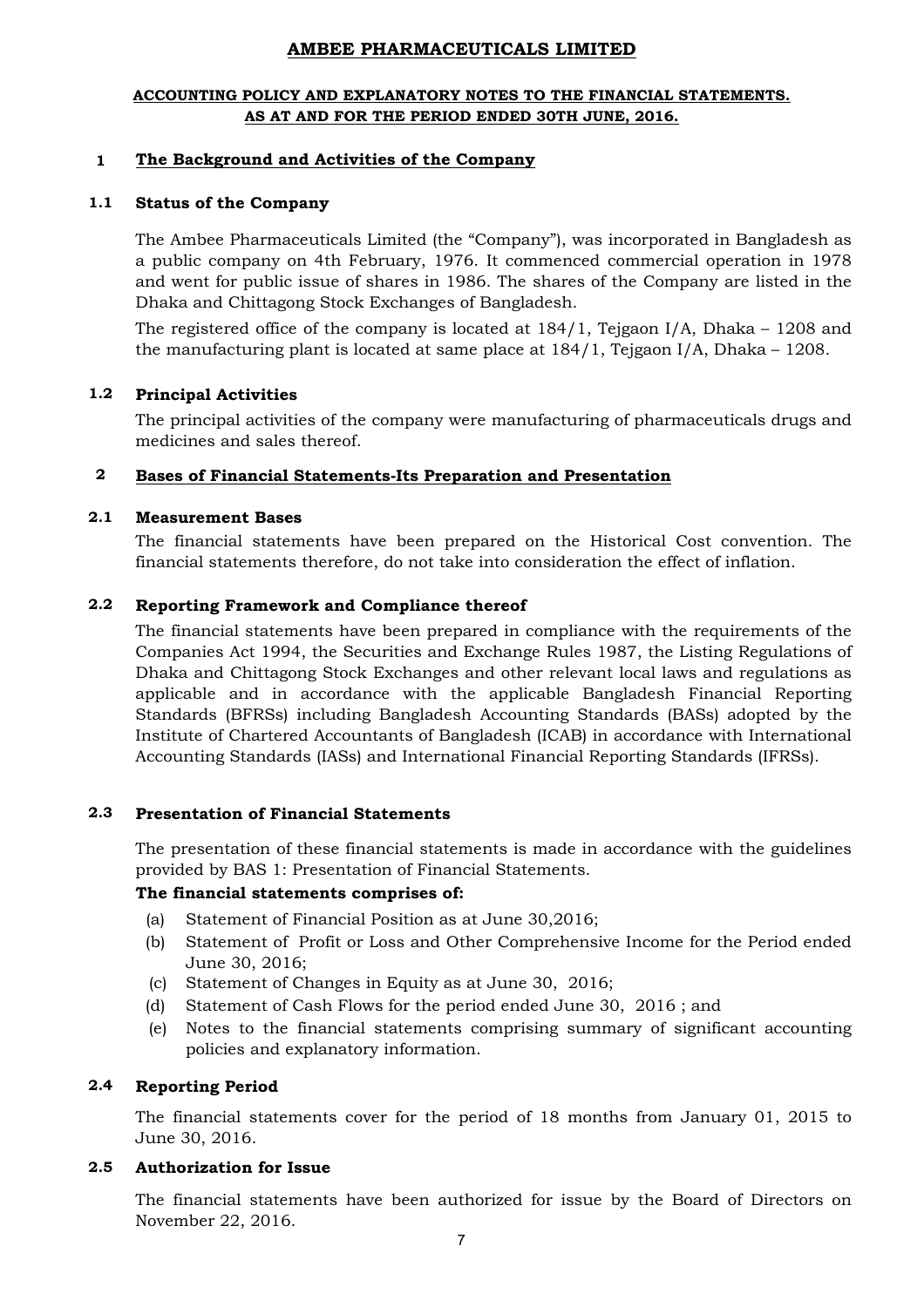# AMBEE PHARMACEUTICALS LIMITED

## ACCOUNTING POLICY AND EXPLANATORY NOTES TO THE FINANCIAL STATEMENTS. AS AT AND FOR THE PERIOD ENDED 30TH JUNE, 2016.

### 1 The Background and Activities of the Company

#### 1.1 Status of the Company

The Ambee Pharmaceuticals Limited (the "Company"), was incorporated in Bangladesh as a public company on 4th February, 1976. It commenced commercial operation in 1978 and went for public issue of shares in 1986. The shares of the Company are listed in the Dhaka and Chittagong Stock Exchanges of Bangladesh.

The registered office of the company is located at 184/1, Tejgaon I/A, Dhaka – 1208 and the manufacturing plant is located at same place at 184/1, Tejgaon I/A, Dhaka – 1208.

#### 1.2 Principal Activities

The principal activities of the company were manufacturing of pharmaceuticals drugs and medicines and sales thereof.

### 2 Bases of Financial Statements-Its Preparation and Presentation

#### 2.1 Measurement Bases

The financial statements have been prepared on the Historical Cost convention. The financial statements therefore, do not take into consideration the effect of inflation.

#### 2.2 Reporting Framework and Compliance thereof

The financial statements have been prepared in compliance with the requirements of the Companies Act 1994, the Securities and Exchange Rules 1987, the Listing Regulations of Dhaka and Chittagong Stock Exchanges and other relevant local laws and regulations as applicable and in accordance with the applicable Bangladesh Financial Reporting Standards (BFRSs) including Bangladesh Accounting Standards (BASs) adopted by the Institute of Chartered Accountants of Bangladesh (ICAB) in accordance with International Accounting Standards (IASs) and International Financial Reporting Standards (IFRSs).

#### 2.3 Presentation of Financial Statements

The presentation of these financial statements is made in accordance with the guidelines provided by BAS 1: Presentation of Financial Statements.

**The financial statements comprises of:**

(a) Statement of Financial Position as at June 30,2016;

(b) Statement of Profit or Loss and Other Comprehensive Income for the Period ended June 30, 2016;

(c) Statement of Changes in Equity as at June 30, 2016;

(d) Statement of Cash Flows for the period ended June 30, 2016 ; and

(e) Notes to the financial statements comprising summary of significant accounting policies and explanatory information.

#### 2.4 Reporting Period

The financial statements cover for the period of 18 months from January 01, 2015 to June 30, 2016.

#### 2.5 Authorization for Issue

The financial statements have been authorized for issue by the Board of Directors on November 22, 2016.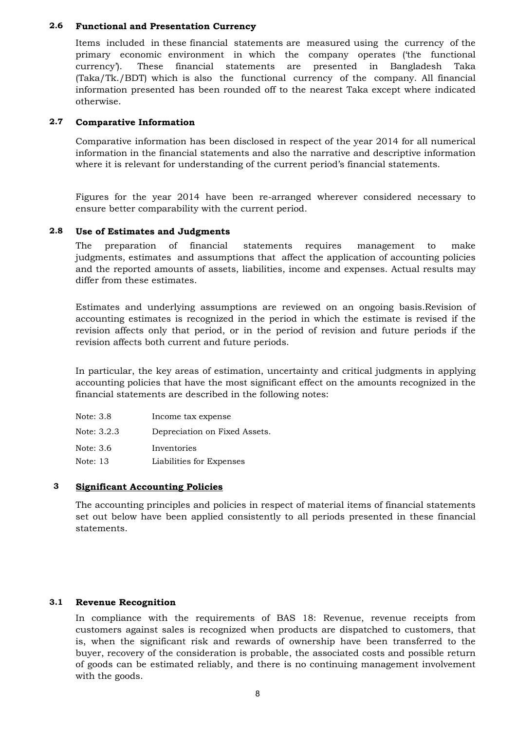### 2.6 Functional and Presentation Currency

Items included in these financial statements are measured using the currency of the primary economic environment in which the company operates ('the functional currency'). These financial statements are presented in Bangladesh Taka (Taka/Tk./BDT) which is also the functional currency of the company. All financial information presented has been rounded off to the nearest Taka except where indicated otherwise.

### 2.7 Comparative Information

Comparative information has been disclosed in respect of the year 2014 for all numerical information in the financial statements and also the narrative and descriptive information where it is relevant for understanding of the current period's financial statements.

Figures for the year 2014 have been re-arranged wherever considered necessary to ensure better comparability with the current period.

### 2.8 Use of Estimates and Judgments

The preparation of financial statements requires management to make judgments, estimates and assumptions that affect the application of accounting policies and the reported amounts of assets, liabilities, income and expenses. Actual results may differ from these estimates.

Estimates and underlying assumptions are reviewed on an ongoing basis.Revision of accounting estimates is recognized in the period in which the estimate is revised if the revision affects only that period, or in the period of revision and future periods if the revision affects both current and future periods.

In particular, the key areas of estimation, uncertainty and critical judgments in applying accounting policies that have the most significant effect on the amounts recognized in the financial statements are described in the following notes:

| | |
|---|---|
| Note: 3.8 | Income tax expense |
| Note: 3.2.3 | Depreciation on Fixed Assets. |
| Note: 3.6 | Inventories |
| Note: 13 | Liabilities for Expenses |

## 3 Significant Accounting Policies

The accounting principles and policies in respect of material items of financial statements set out below have been applied consistently to all periods presented in these financial statements.

### 3.1 Revenue Recognition

In compliance with the requirements of BAS 18: Revenue, revenue receipts from customers against sales is recognized when products are dispatched to customers, that is, when the significant risk and rewards of ownership have been transferred to the buyer, recovery of the consideration is probable, the associated costs and possible return of goods can be estimated reliably, and there is no continuing management involvement with the goods.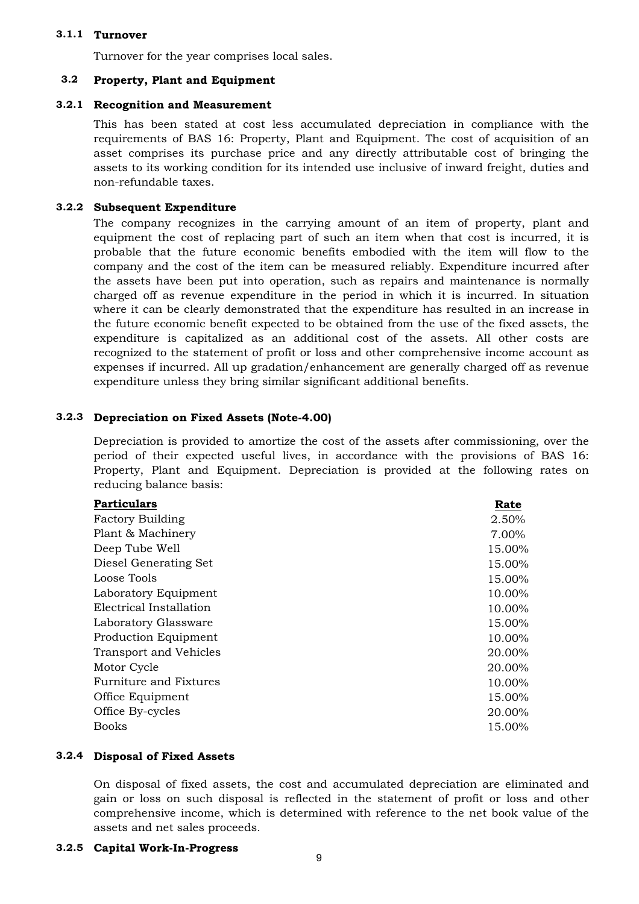### 3.1.1 Turnover

Turnover for the year comprises local sales.

## 3.2 Property, Plant and Equipment

### 3.2.1 Recognition and Measurement

This has been stated at cost less accumulated depreciation in compliance with the requirements of BAS 16: Property, Plant and Equipment. The cost of acquisition of an asset comprises its purchase price and any directly attributable cost of bringing the assets to its working condition for its intended use inclusive of inward freight, duties and non-refundable taxes.

### 3.2.2 Subsequent Expenditure

The company recognizes in the carrying amount of an item of property, plant and equipment the cost of replacing part of such an item when that cost is incurred, it is probable that the future economic benefits embodied with the item will flow to the company and the cost of the item can be measured reliably. Expenditure incurred after the assets have been put into operation, such as repairs and maintenance is normally charged off as revenue expenditure in the period in which it is incurred. In situation where it can be clearly demonstrated that the expenditure has resulted in an increase in the future economic benefit expected to be obtained from the use of the fixed assets, the expenditure is capitalized as an additional cost of the assets. All other costs are recognized to the statement of profit or loss and other comprehensive income account as expenses if incurred. All up gradation/enhancement are generally charged off as revenue expenditure unless they bring similar significant additional benefits.

### 3.2.3 Depreciation on Fixed Assets (Note-4.00)

Depreciation is provided to amortize the cost of the assets after commissioning, over the period of their expected useful lives, in accordance with the provisions of BAS 16: Property, Plant and Equipment. Depreciation is provided at the following rates on reducing balance basis:

| Particulars | Rate |
|---|---|
| Factory Building | 2.50% |
| Plant & Machinery | 7.00% |
| Deep Tube Well | 15.00% |
| Diesel Generating Set | 15.00% |
| Loose Tools | 15.00% |
| Laboratory Equipment | 10.00% |
| Electrical Installation | 10.00% |
| Laboratory Glassware | 15.00% |
| Production Equipment | 10.00% |
| Transport and Vehicles | 20.00% |
| Motor Cycle | 20.00% |
| Furniture and Fixtures | 10.00% |
| Office Equipment | 15.00% |
| Office By-cycles | 20.00% |
| Books | 15.00% |

### 3.2.4 Disposal of Fixed Assets

On disposal of fixed assets, the cost and accumulated depreciation are eliminated and gain or loss on such disposal is reflected in the statement of profit or loss and other comprehensive income, which is determined with reference to the net book value of the assets and net sales proceeds.

### 3.2.5 Capital Work-In-Progress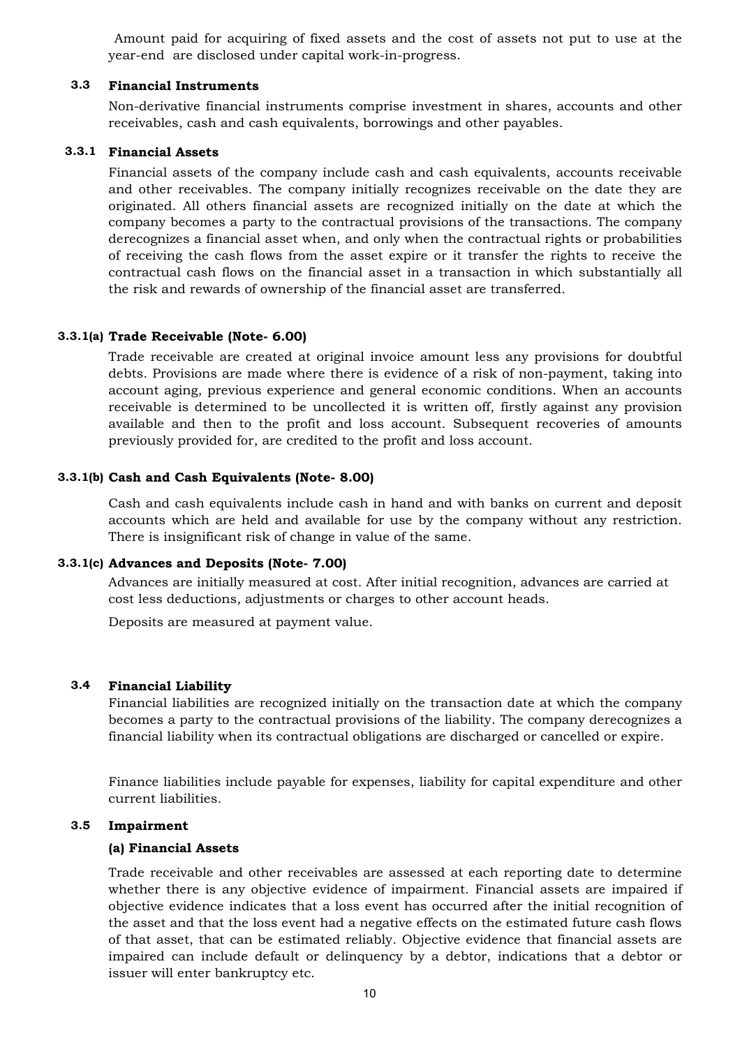Amount paid for acquiring of fixed assets and the cost of assets not put to use at the year-end are disclosed under capital work-in-progress.

### 3.3 Financial Instruments

Non-derivative financial instruments comprise investment in shares, accounts and other receivables, cash and cash equivalents, borrowings and other payables.

### 3.3.1 Financial Assets

Financial assets of the company include cash and cash equivalents, accounts receivable and other receivables. The company initially recognizes receivable on the date they are originated. All others financial assets are recognized initially on the date at which the company becomes a party to the contractual provisions of the transactions. The company derecognizes a financial asset when, and only when the contractual rights or probabilities of receiving the cash flows from the asset expire or it transfer the rights to receive the contractual cash flows on the financial asset in a transaction in which substantially all the risk and rewards of ownership of the financial asset are transferred.

### 3.3.1(a) Trade Receivable (Note- 6.00)

Trade receivable are created at original invoice amount less any provisions for doubtful debts. Provisions are made where there is evidence of a risk of non-payment, taking into account aging, previous experience and general economic conditions. When an accounts receivable is determined to be uncollected it is written off, firstly against any provision available and then to the profit and loss account. Subsequent recoveries of amounts previously provided for, are credited to the profit and loss account.

### 3.3.1(b) Cash and Cash Equivalents (Note- 8.00)

Cash and cash equivalents include cash in hand and with banks on current and deposit accounts which are held and available for use by the company without any restriction. There is insignificant risk of change in value of the same.

### 3.3.1(c) Advances and Deposits (Note- 7.00)

Advances are initially measured at cost. After initial recognition, advances are carried at cost less deductions, adjustments or charges to other account heads.

Deposits are measured at payment value.

### 3.4 Financial Liability

Financial liabilities are recognized initially on the transaction date at which the company becomes a party to the contractual provisions of the liability. The company derecognizes a financial liability when its contractual obligations are discharged or cancelled or expire.

Finance liabilities include payable for expenses, liability for capital expenditure and other current liabilities.

### 3.5 Impairment

**(a) Financial Assets**

Trade receivable and other receivables are assessed at each reporting date to determine whether there is any objective evidence of impairment. Financial assets are impaired if objective evidence indicates that a loss event has occurred after the initial recognition of the asset and that the loss event had a negative effects on the estimated future cash flows of that asset, that can be estimated reliably. Objective evidence that financial assets are impaired can include default or delinquency by a debtor, indications that a debtor or issuer will enter bankruptcy etc.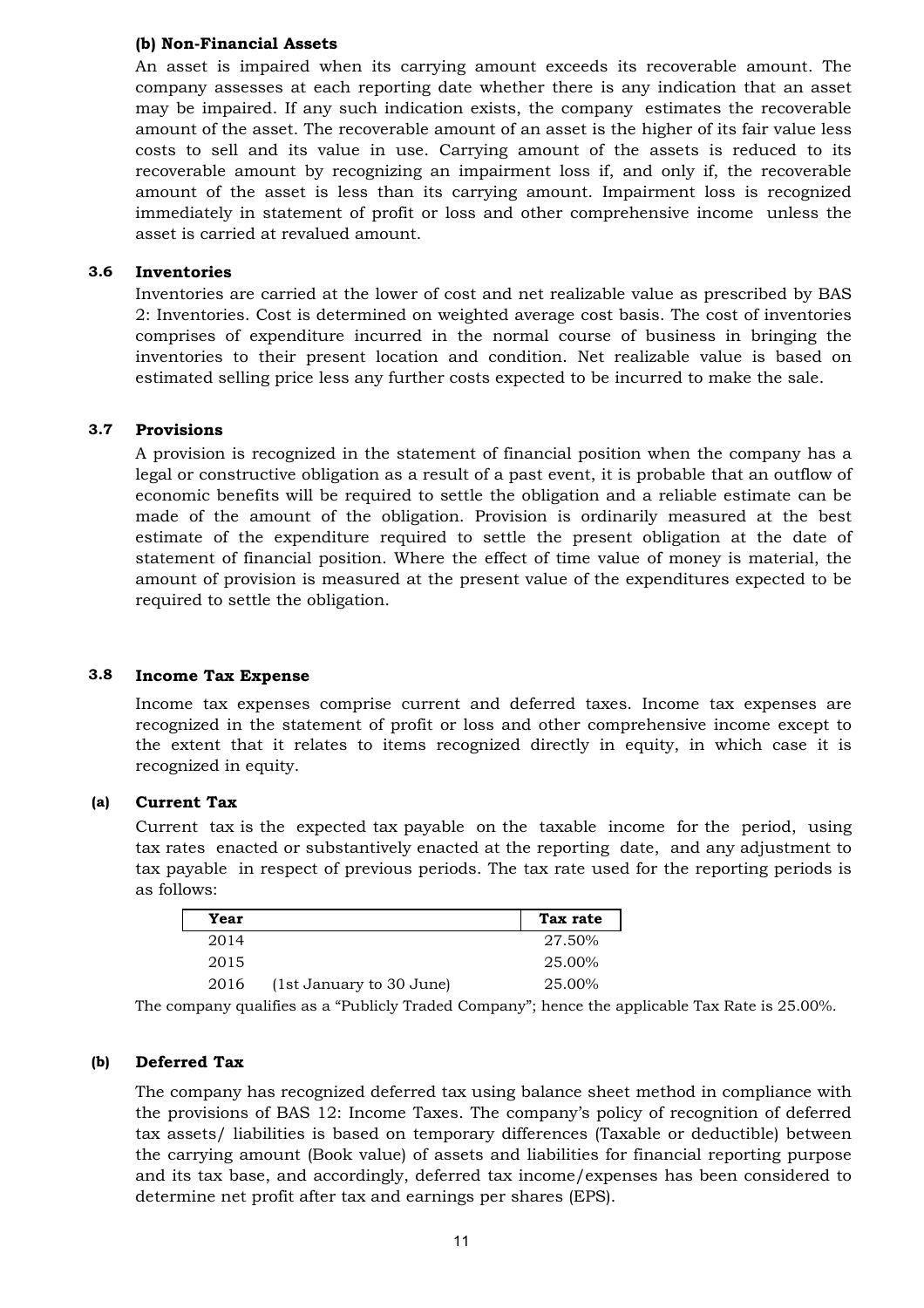#### (b) Non-Financial Assets

An asset is impaired when its carrying amount exceeds its recoverable amount. The company assesses at each reporting date whether there is any indication that an asset may be impaired. If any such indication exists, the company estimates the recoverable amount of the asset. The recoverable amount of an asset is the higher of its fair value less costs to sell and its value in use. Carrying amount of the assets is reduced to its recoverable amount by recognizing an impairment loss if, and only if, the recoverable amount of the asset is less than its carrying amount. Impairment loss is recognized immediately in statement of profit or loss and other comprehensive income unless the asset is carried at revalued amount.

### 3.6 Inventories

Inventories are carried at the lower of cost and net realizable value as prescribed by BAS 2: Inventories. Cost is determined on weighted average cost basis. The cost of inventories comprises of expenditure incurred in the normal course of business in bringing the inventories to their present location and condition. Net realizable value is based on estimated selling price less any further costs expected to be incurred to make the sale.

### 3.7 Provisions

A provision is recognized in the statement of financial position when the company has a legal or constructive obligation as a result of a past event, it is probable that an outflow of economic benefits will be required to settle the obligation and a reliable estimate can be made of the amount of the obligation. Provision is ordinarily measured at the best estimate of the expenditure required to settle the present obligation at the date of statement of financial position. Where the effect of time value of money is material, the amount of provision is measured at the present value of the expenditures expected to be required to settle the obligation.

### 3.8 Income Tax Expense

Income tax expenses comprise current and deferred taxes. Income tax expenses are recognized in the statement of profit or loss and other comprehensive income except to the extent that it relates to items recognized directly in equity, in which case it is recognized in equity.

#### (a) Current Tax

Current tax is the expected tax payable on the taxable income for the period, using tax rates enacted or substantively enacted at the reporting date, and any adjustment to tax payable in respect of previous periods. The tax rate used for the reporting periods is as follows:

| Year | Tax rate |
|---|---|
| 2014 | 27.50% |
| 2015 | 25.00% |
| 2016 (1st January to 30 June) | 25.00% |

The company qualifies as a "Publicly Traded Company"; hence the applicable Tax Rate is 25.00%.

#### (b) Deferred Tax

The company has recognized deferred tax using balance sheet method in compliance with the provisions of BAS 12: Income Taxes. The company's policy of recognition of deferred tax assets/ liabilities is based on temporary differences (Taxable or deductible) between the carrying amount (Book value) of assets and liabilities for financial reporting purpose and its tax base, and accordingly, deferred tax income/expenses has been considered to determine net profit after tax and earnings per shares (EPS).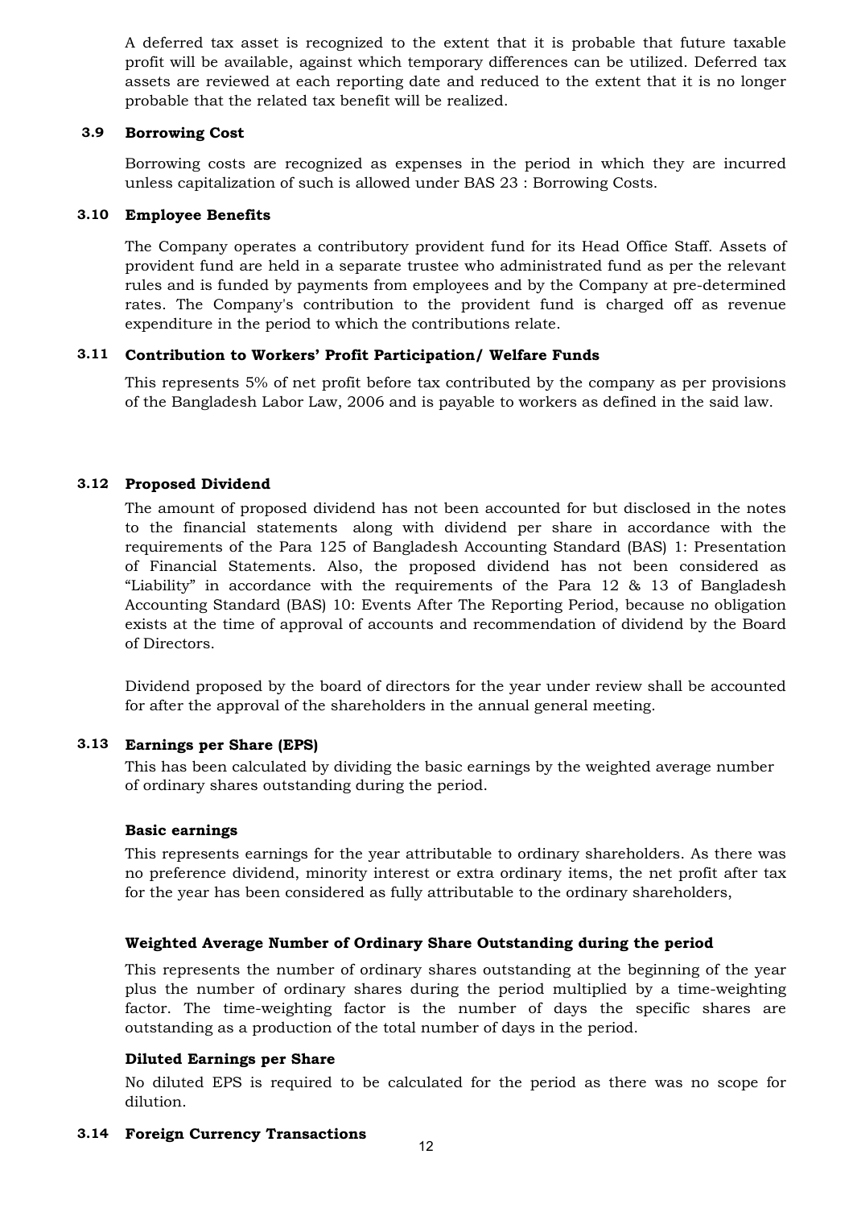A deferred tax asset is recognized to the extent that it is probable that future taxable profit will be available, against which temporary differences can be utilized. Deferred tax assets are reviewed at each reporting date and reduced to the extent that it is no longer probable that the related tax benefit will be realized.

### 3.9 Borrowing Cost

Borrowing costs are recognized as expenses in the period in which they are incurred unless capitalization of such is allowed under BAS 23 : Borrowing Costs.

### 3.10 Employee Benefits

The Company operates a contributory provident fund for its Head Office Staff. Assets of provident fund are held in a separate trustee who administrated fund as per the relevant rules and is funded by payments from employees and by the Company at pre-determined rates. The Company's contribution to the provident fund is charged off as revenue expenditure in the period to which the contributions relate.

### 3.11 Contribution to Workers' Profit Participation/ Welfare Funds

This represents 5% of net profit before tax contributed by the company as per provisions of the Bangladesh Labor Law, 2006 and is payable to workers as defined in the said law.

### 3.12 Proposed Dividend

The amount of proposed dividend has not been accounted for but disclosed in the notes to the financial statements along with dividend per share in accordance with the requirements of the Para 125 of Bangladesh Accounting Standard (BAS) 1: Presentation of Financial Statements. Also, the proposed dividend has not been considered as "Liability" in accordance with the requirements of the Para 12 & 13 of Bangladesh Accounting Standard (BAS) 10: Events After The Reporting Period, because no obligation exists at the time of approval of accounts and recommendation of dividend by the Board of Directors.

Dividend proposed by the board of directors for the year under review shall be accounted for after the approval of the shareholders in the annual general meeting.

### 3.13 Earnings per Share (EPS)

This has been calculated by dividing the basic earnings by the weighted average number of ordinary shares outstanding during the period.

**Basic earnings**

This represents earnings for the year attributable to ordinary shareholders. As there was no preference dividend, minority interest or extra ordinary items, the net profit after tax for the year has been considered as fully attributable to the ordinary shareholders,

**Weighted Average Number of Ordinary Share Outstanding during the period**

This represents the number of ordinary shares outstanding at the beginning of the year plus the number of ordinary shares during the period multiplied by a time-weighting factor. The time-weighting factor is the number of days the specific shares are outstanding as a production of the total number of days in the period.

**Diluted Earnings per Share**

No diluted EPS is required to be calculated for the period as there was no scope for dilution.

### 3.14 Foreign Currency Transactions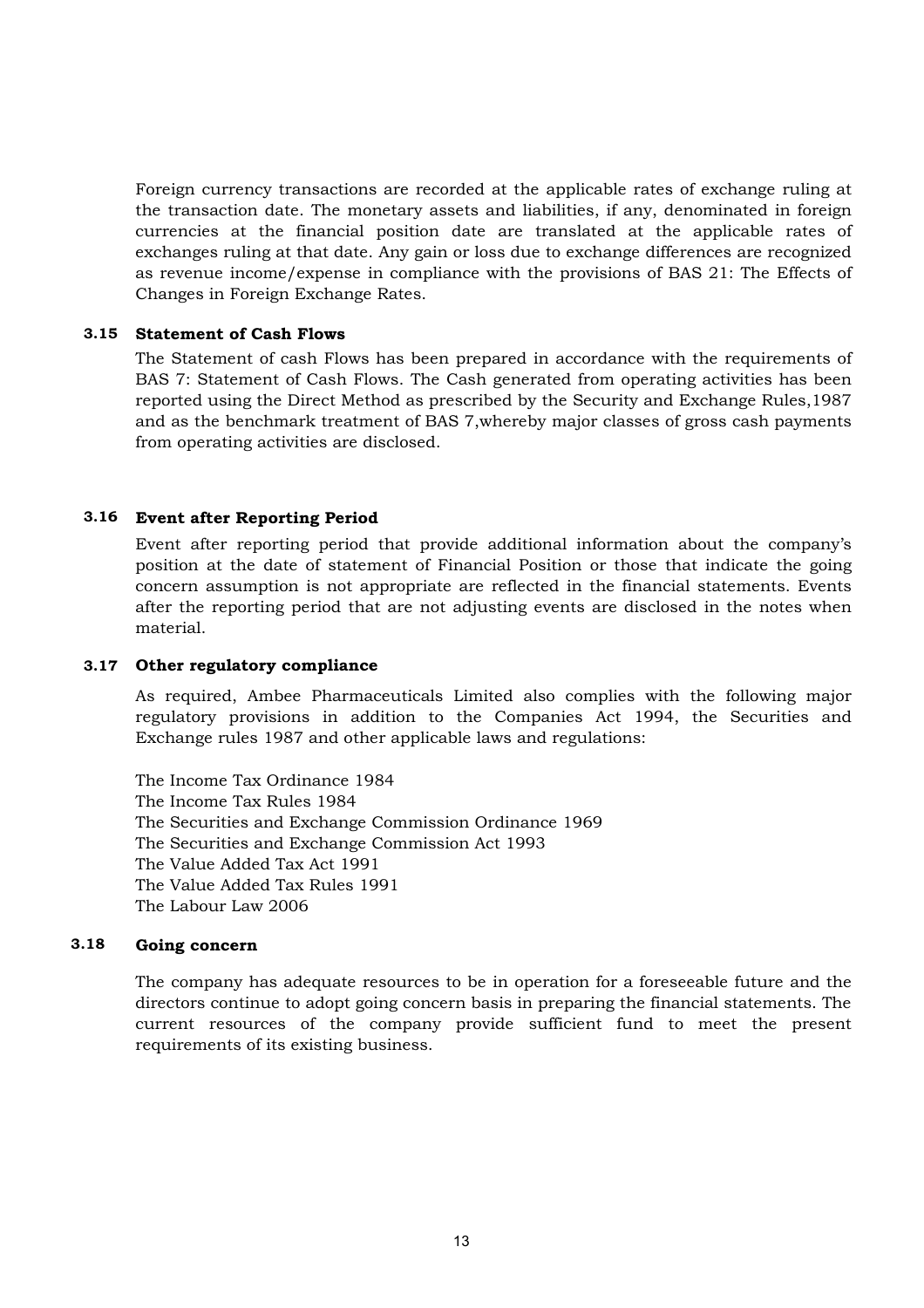Foreign currency transactions are recorded at the applicable rates of exchange ruling at the transaction date. The monetary assets and liabilities, if any, denominated in foreign currencies at the financial position date are translated at the applicable rates of exchanges ruling at that date. Any gain or loss due to exchange differences are recognized as revenue income/expense in compliance with the provisions of BAS 21: The Effects of Changes in Foreign Exchange Rates.

### 3.15 Statement of Cash Flows

The Statement of cash Flows has been prepared in accordance with the requirements of BAS 7: Statement of Cash Flows. The Cash generated from operating activities has been reported using the Direct Method as prescribed by the Security and Exchange Rules,1987 and as the benchmark treatment of BAS 7,whereby major classes of gross cash payments from operating activities are disclosed.

### 3.16 Event after Reporting Period

Event after reporting period that provide additional information about the company's position at the date of statement of Financial Position or those that indicate the going concern assumption is not appropriate are reflected in the financial statements. Events after the reporting period that are not adjusting events are disclosed in the notes when material.

### 3.17 Other regulatory compliance

As required, Ambee Pharmaceuticals Limited also complies with the following major regulatory provisions in addition to the Companies Act 1994, the Securities and Exchange rules 1987 and other applicable laws and regulations:

The Income Tax Ordinance 1984
The Income Tax Rules 1984
The Securities and Exchange Commission Ordinance 1969
The Securities and Exchange Commission Act 1993
The Value Added Tax Act 1991
The Value Added Tax Rules 1991
The Labour Law 2006

### 3.18 Going concern

The company has adequate resources to be in operation for a foreseeable future and the directors continue to adopt going concern basis in preparing the financial statements. The current resources of the company provide sufficient fund to meet the present requirements of its existing business.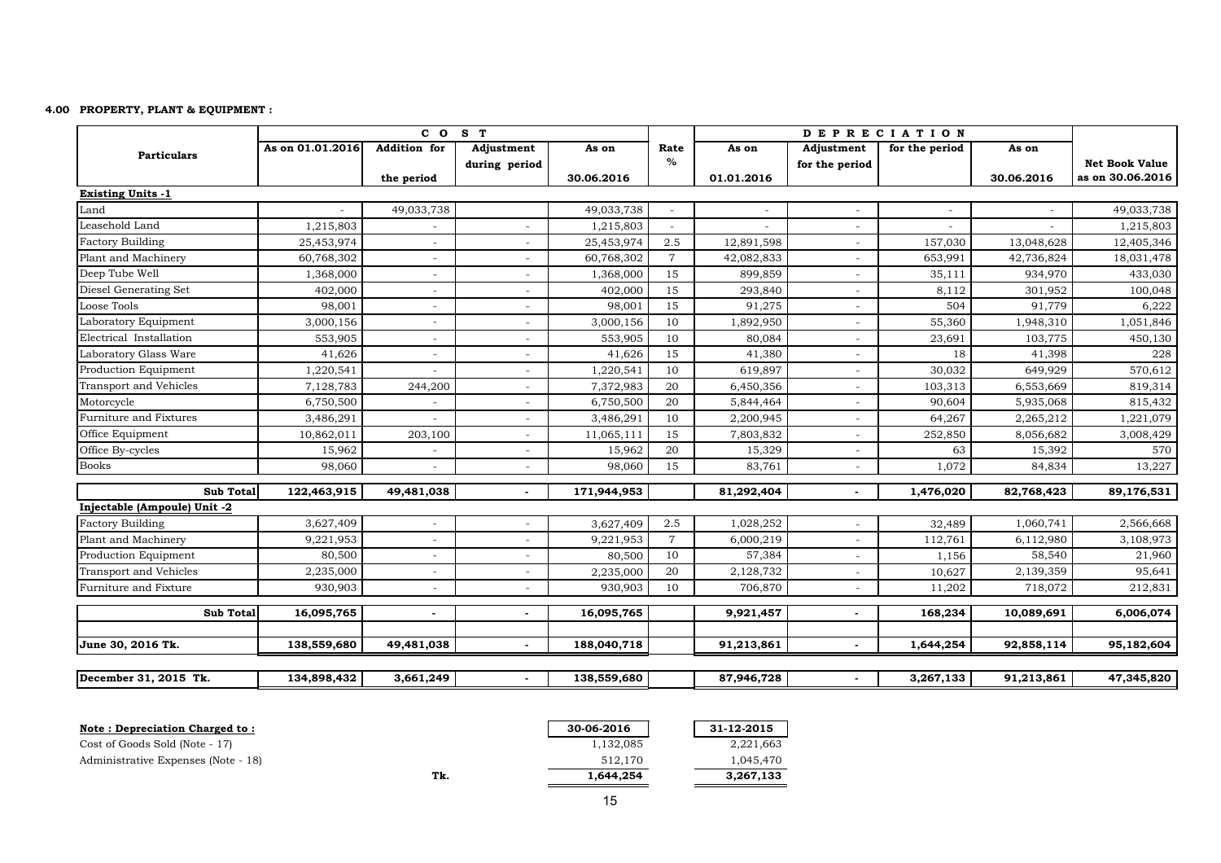### 4.00 PROPERTY, PLANT & EQUIPMENT :

| Particulars | COST | | | | Rate % | DEPRECIATION | | | | Net Book Value as on 30.06.2016 |
|---|---|---|---|---|---|---|---|---|---|---|
| | As on 01.01.2016 | Addition for the period | Adjustment during period | As on 30.06.2016 | | As on 01.01.2016 | Adjustment for the period | for the period | As on 30.06.2016 | |
| **Existing Units -1** | | | | | | | | | | |
| Land | - | 49,033,738 | | 49,033,738 | - | - | - | - | - | 49,033,738 |
| Leasehold Land | 1,215,803 | - | - | 1,215,803 | - | - | - | - | - | 1,215,803 |
| Factory Building | 25,453,974 | - | - | 25,453,974 | 2.5 | 12,891,598 | - | 157,030 | 13,048,628 | 12,405,346 |
| Plant and Machinery | 60,768,302 | - | - | 60,768,302 | 7 | 42,082,833 | - | 653,991 | 42,736,824 | 18,031,478 |
| Deep Tube Well | 1,368,000 | - | - | 1,368,000 | 15 | 899,859 | - | 35,111 | 934,970 | 433,030 |
| Diesel Generating Set | 402,000 | - | - | 402,000 | 15 | 293,840 | - | 8,112 | 301,952 | 100,048 |
| Loose Tools | 98,001 | - | - | 98,001 | 15 | 91,275 | - | 504 | 91,779 | 6,222 |
| Laboratory Equipment | 3,000,156 | - | - | 3,000,156 | 10 | 1,892,950 | - | 55,360 | 1,948,310 | 1,051,846 |
| Electrical Installation | 553,905 | - | - | 553,905 | 10 | 80,084 | - | 23,691 | 103,775 | 450,130 |
| Laboratory Glass Ware | 41,626 | - | - | 41,626 | 15 | 41,380 | - | 18 | 41,398 | 228 |
| Production Equipment | 1,220,541 | - | - | 1,220,541 | 10 | 619,897 | - | 30,032 | 649,929 | 570,612 |
| Transport and Vehicles | 7,128,783 | 244,200 | - | 7,372,983 | 20 | 6,450,356 | - | 103,313 | 6,553,669 | 819,314 |
| Motorcycle | 6,750,500 | - | - | 6,750,500 | 20 | 5,844,464 | - | 90,604 | 5,935,068 | 815,432 |
| Furniture and Fixtures | 3,486,291 | - | - | 3,486,291 | 10 | 2,200,945 | - | 64,267 | 2,265,212 | 1,221,079 |
| Office Equipment | 10,862,011 | 203,100 | - | 11,065,111 | 15 | 7,803,832 | - | 252,850 | 8,056,682 | 3,008,429 |
| Office By-cycles | 15,962 | - | - | 15,962 | 20 | 15,329 | - | 63 | 15,392 | 570 |
| Books | 98,060 | - | - | 98,060 | 15 | 83,761 | - | 1,072 | 84,834 | 13,227 |
| **Sub Total** | **122,463,915** | **49,481,038** | **-** | **171,944,953** | | **81,292,404** | **-** | **1,476,020** | **82,768,423** | **89,176,531** |
| **Injectable (Ampoule) Unit -2** | | | | | | | | | | |
| Factory Building | 3,627,409 | - | - | 3,627,409 | 2.5 | 1,028,252 | - | 32,489 | 1,060,741 | 2,566,668 |
| Plant and Machinery | 9,221,953 | - | - | 9,221,953 | 7 | 6,000,219 | - | 112,761 | 6,112,980 | 3,108,973 |
| Production Equipment | 80,500 | - | - | 80,500 | 10 | 57,384 | - | 1,156 | 58,540 | 21,960 |
| Transport and Vehicles | 2,235,000 | - | - | 2,235,000 | 20 | 2,128,732 | - | 10,627 | 2,139,359 | 95,641 |
| Furniture and Fixture | 930,903 | - | - | 930,903 | 10 | 706,870 | - | 11,202 | 718,072 | 212,831 |
| **Sub Total** | **16,095,765** | **-** | **-** | **16,095,765** | | **9,921,457** | **-** | **168,234** | **10,089,691** | **6,006,074** |
| **June 30, 2016 Tk.** | **138,559,680** | **49,481,038** | **-** | **188,040,718** | | **91,213,861** | **-** | **1,644,254** | **92,858,114** | **95,182,604** |
| **December 31, 2015 Tk.** | **134,898,432** | **3,661,249** | **-** | **138,559,680** | | **87,946,728** | **-** | **3,267,133** | **91,213,861** | **47,345,820** |

**Note : Depreciation Charged to :**

| | 30-06-2016 | 31-12-2015 |
|---|---|---|
| Cost of Goods Sold (Note - 17) | 1,132,085 | 2,221,663 |
| Administrative Expenses (Note - 18) | 512,170 | 1,045,470 |
| Tk. | 1,644,254 | 3,267,133 |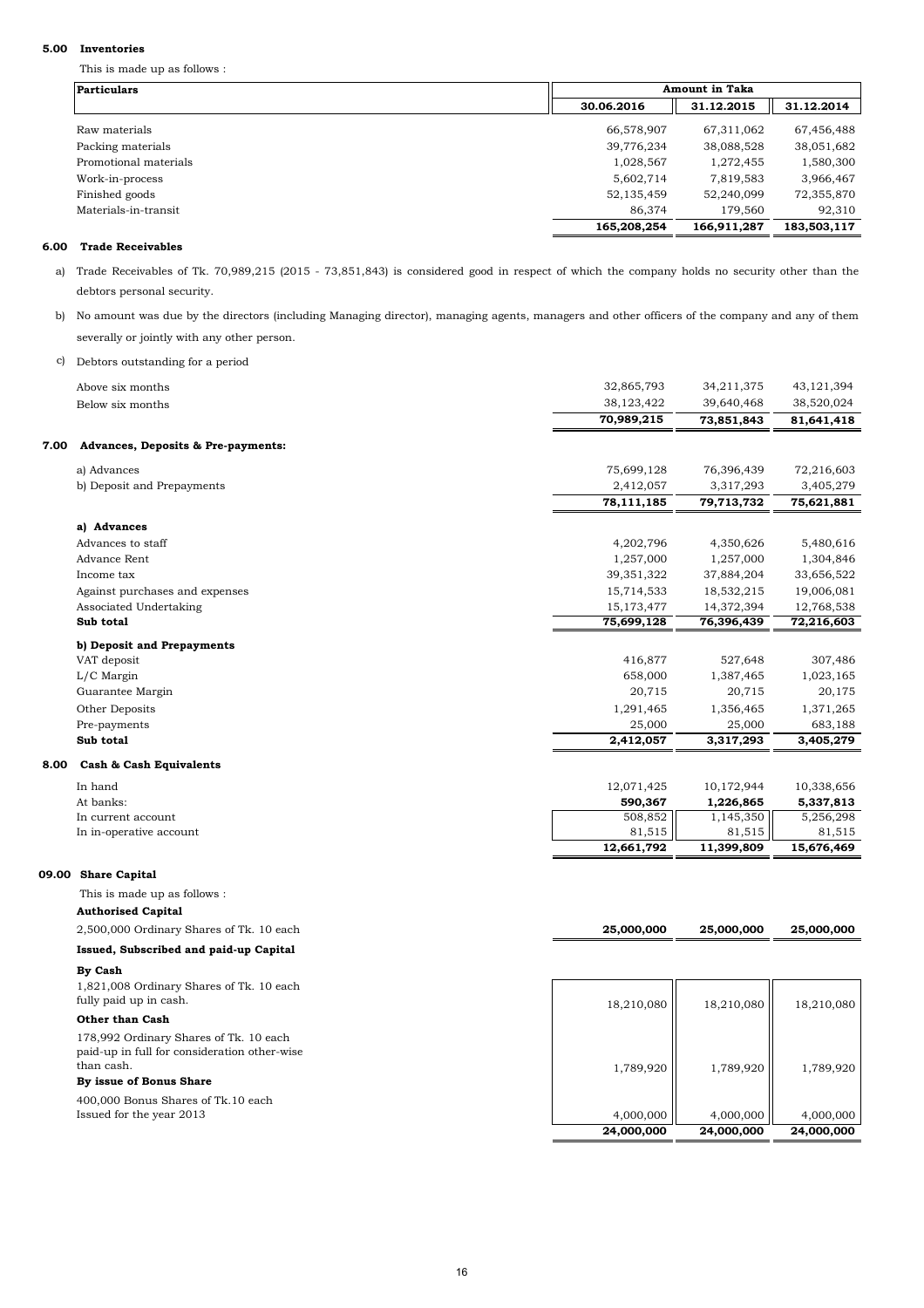### 5.00 Inventories

This is made up as follows :

| Particulars | Amount in Taka | | |
|---|---|---|---|
| | 30.06.2016 | 31.12.2015 | 31.12.2014 |
| Raw materials | 66,578,907 | 67,311,062 | 67,456,488 |
| Packing materials | 39,776,234 | 38,088,528 | 38,051,682 |
| Promotional materials | 1,028,567 | 1,272,455 | 1,580,300 |
| Work-in-process | 5,602,714 | 7,819,583 | 3,966,467 |
| Finished goods | 52,135,459 | 52,240,099 | 72,355,870 |
| Materials-in-transit | 86,374 | 179,560 | 92,310 |
| | **165,208,254** | **166,911,287** | **183,503,117** |

### 6.00 Trade Receivables

a) Trade Receivables of Tk. 70,989,215 (2015 - 73,851,843) is considered good in respect of which the company holds no security other than the debtors personal security.

b) No amount was due by the directors (including Managing director), managing agents, managers and other officers of the company and any of them severally or jointly with any other person.

c) Debtors outstanding for a period

| | 30.06.2016 | 31.12.2015 | 31.12.2014 |
|---|---|---|---|
| Above six months | 32,865,793 | 34,211,375 | 43,121,394 |
| Below six months | 38,123,422 | 39,640,468 | 38,520,024 |
| | **70,989,215** | **73,851,843** | **81,641,418** |

### 7.00 Advances, Deposits & Pre-payments:

| | 30.06.2016 | 31.12.2015 | 31.12.2014 |
|---|---|---|---|
| a) Advances | 75,699,128 | 76,396,439 | 72,216,603 |
| b) Deposit and Prepayments | 2,412,057 | 3,317,293 | 3,405,279 |
| | **78,111,185** | **79,713,732** | **75,621,881** |
| **a) Advances** | | | |
| Advances to staff | 4,202,796 | 4,350,626 | 5,480,616 |
| Advance Rent | 1,257,000 | 1,257,000 | 1,304,846 |
| Income tax | 39,351,322 | 37,884,204 | 33,656,522 |
| Against purchases and expenses | 15,714,533 | 18,532,215 | 19,006,081 |
| Associated Undertaking | 15,173,477 | 14,372,394 | 12,768,538 |
| **Sub total** | **75,699,128** | **76,396,439** | **72,216,603** |
| **b) Deposit and Prepayments** | | | |
| VAT deposit | 416,877 | 527,648 | 307,486 |
| L/C Margin | 658,000 | 1,387,465 | 1,023,165 |
| Guarantee Margin | 20,715 | 20,715 | 20,175 |
| Other Deposits | 1,291,465 | 1,356,465 | 1,371,265 |
| Pre-payments | 25,000 | 25,000 | 683,188 |
| **Sub total** | **2,412,057** | **3,317,293** | **3,405,279** |

### 8.00 Cash & Cash Equivalents

| | 30.06.2016 | 31.12.2015 | 31.12.2014 |
|---|---|---|---|
| In hand | 12,071,425 | 10,172,944 | 10,338,656 |
| At banks: | **590,367** | **1,226,865** | **5,337,813** |
| In current account | 508,852 | 1,145,350 | 5,256,298 |
| In in-operative account | 81,515 | 81,515 | 81,515 |
| | **12,661,792** | **11,399,809** | **15,676,469** |

### 09.00 Share Capital

This is made up as follows :

| | 30.06.2016 | 31.12.2015 | 31.12.2014 |
|---|---|---|---|
| **Authorised Capital** | | | |
| 2,500,000 Ordinary Shares of Tk. 10 each | **25,000,000** | **25,000,000** | **25,000,000** |
| **Issued, Subscribed and paid-up Capital** | | | |
| **By Cash** | | | |
| 1,821,008 Ordinary Shares of Tk. 10 each fully paid up in cash. | 18,210,080 | 18,210,080 | 18,210,080 |
| **Other than Cash** | | | |
| 178,992 Ordinary Shares of Tk. 10 each paid-up in full for consideration other-wise than cash. | 1,789,920 | 1,789,920 | 1,789,920 |
| **By issue of Bonus Share** | | | |
| 400,000 Bonus Shares of Tk.10 each Issued for the year 2013 | 4,000,000 | 4,000,000 | 4,000,000 |
| | **24,000,000** | **24,000,000** | **24,000,000** |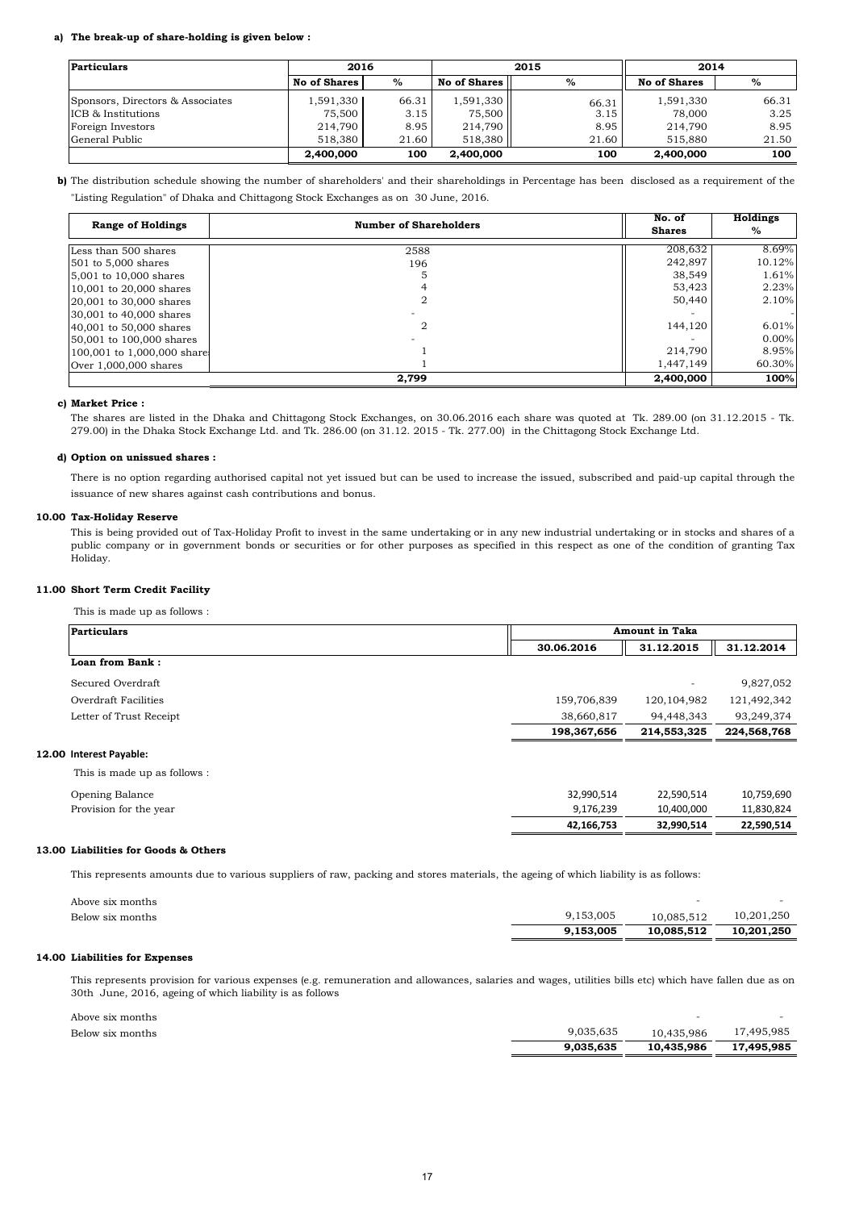**a) The break-up of share-holding is given below :**

| Particulars | 2016 | | 2015 | | 2014 | |
|---|---|---|---|---|---|---|
| | No of Shares | % | No of Shares | % | No of Shares | % |
| Sponsors, Directors & Associates | 1,591,330 | 66.31 | 1,591,330 | 66.31 | 1,591,330 | 66.31 |
| ICB & Institutions | 75,500 | 3.15 | 75,500 | 3.15 | 78,000 | 3.25 |
| Foreign Investors | 214,790 | 8.95 | 214,790 | 8.95 | 214,790 | 8.95 |
| General Public | 518,380 | 21.60 | 518,380 | 21.60 | 515,880 | 21.50 |
| | **2,400,000** | **100** | **2,400,000** | **100** | **2,400,000** | **100** |

**b)** The distribution schedule showing the number of shareholders' and their shareholdings in Percentage has been disclosed as a requirement of the "Listing Regulation" of Dhaka and Chittagong Stock Exchanges as on 30 June, 2016.

| Range of Holdings | Number of Shareholders | No. of Shares | Holdings % |
|---|---|---|---|
| Less than 500 shares | 2588 | 208,632 | 8.69% |
| 501 to 5,000 shares | 196 | 242,897 | 10.12% |
| 5,001 to 10,000 shares | 5 | 38,549 | 1.61% |
| 10,001 to 20,000 shares | 4 | 53,423 | 2.23% |
| 20,001 to 30,000 shares | 2 | 50,440 | 2.10% |
| 30,001 to 40,000 shares | - | - | - |
| 40,001 to 50,000 shares | 2 | 144,120 | 6.01% |
| 50,001 to 100,000 shares | - | - | 0.00% |
| 100,001 to 1,000,000 shares | 1 | 214,790 | 8.95% |
| Over 1,000,000 shares | 1 | 1,447,149 | 60.30% |
| | **2,799** | **2,400,000** | **100%** |

**c) Market Price :**

The shares are listed in the Dhaka and Chittagong Stock Exchanges, on 30.06.2016 each share was quoted at Tk. 289.00 (on 31.12.2015 - Tk. 279.00) in the Dhaka Stock Exchange Ltd. and Tk. 286.00 (on 31.12. 2015 - Tk. 277.00) in the Chittagong Stock Exchange Ltd.

**d) Option on unissued shares :**

There is no option regarding authorised capital not yet issued but can be used to increase the issued, subscribed and paid-up capital through the issuance of new shares against cash contributions and bonus.

### 10.00 Tax-Holiday Reserve

This is being provided out of Tax-Holiday Profit to invest in the same undertaking or in any new industrial undertaking or in stocks and shares of a public company or in government bonds or securities or for other purposes as specified in this respect as one of the condition of granting Tax Holiday.

### 11.00 Short Term Credit Facility

This is made up as follows :

| Particulars | Amount in Taka | | |
|---|---|---|---|
| | 30.06.2016 | 31.12.2015 | 31.12.2014 |
| **Loan from Bank :** | | | |
| Secured Overdraft | | - | 9,827,052 |
| Overdraft Facilities | 159,706,839 | 120,104,982 | 121,492,342 |
| Letter of Trust Receipt | 38,660,817 | 94,448,343 | 93,249,374 |
| | **198,367,656** | **214,553,325** | **224,568,768** |

### 12.00 Interest Payable:

This is made up as follows :

| | 30.06.2016 | 31.12.2015 | 31.12.2014 |
|---|---|---|---|
| Opening Balance | 32,990,514 | 22,590,514 | 10,759,690 |
| Provision for the year | 9,176,239 | 10,400,000 | 11,830,824 |
| | **42,166,753** | **32,990,514** | **22,590,514** |

### 13.00 Liabilities for Goods & Others

This represents amounts due to various suppliers of raw, packing and stores materials, the ageing of which liability is as follows:

| | 30.06.2016 | 31.12.2015 | 31.12.2014 |
|---|---|---|---|
| Above six months | | - | - |
| Below six months | 9,153,005 | 10,085,512 | 10,201,250 |
| | **9,153,005** | **10,085,512** | **10,201,250** |

### 14.00 Liabilities for Expenses

This represents provision for various expenses (e.g. remuneration and allowances, salaries and wages, utilities bills etc) which have fallen due as on 30th June, 2016, ageing of which liability is as follows

| | 30.06.2016 | 31.12.2015 | 31.12.2014 |
|---|---|---|---|
| Above six months | | - | - |
| Below six months | 9,035,635 | 10,435,986 | 17,495,985 |
| | **9,035,635** | **10,435,986** | **17,495,985** |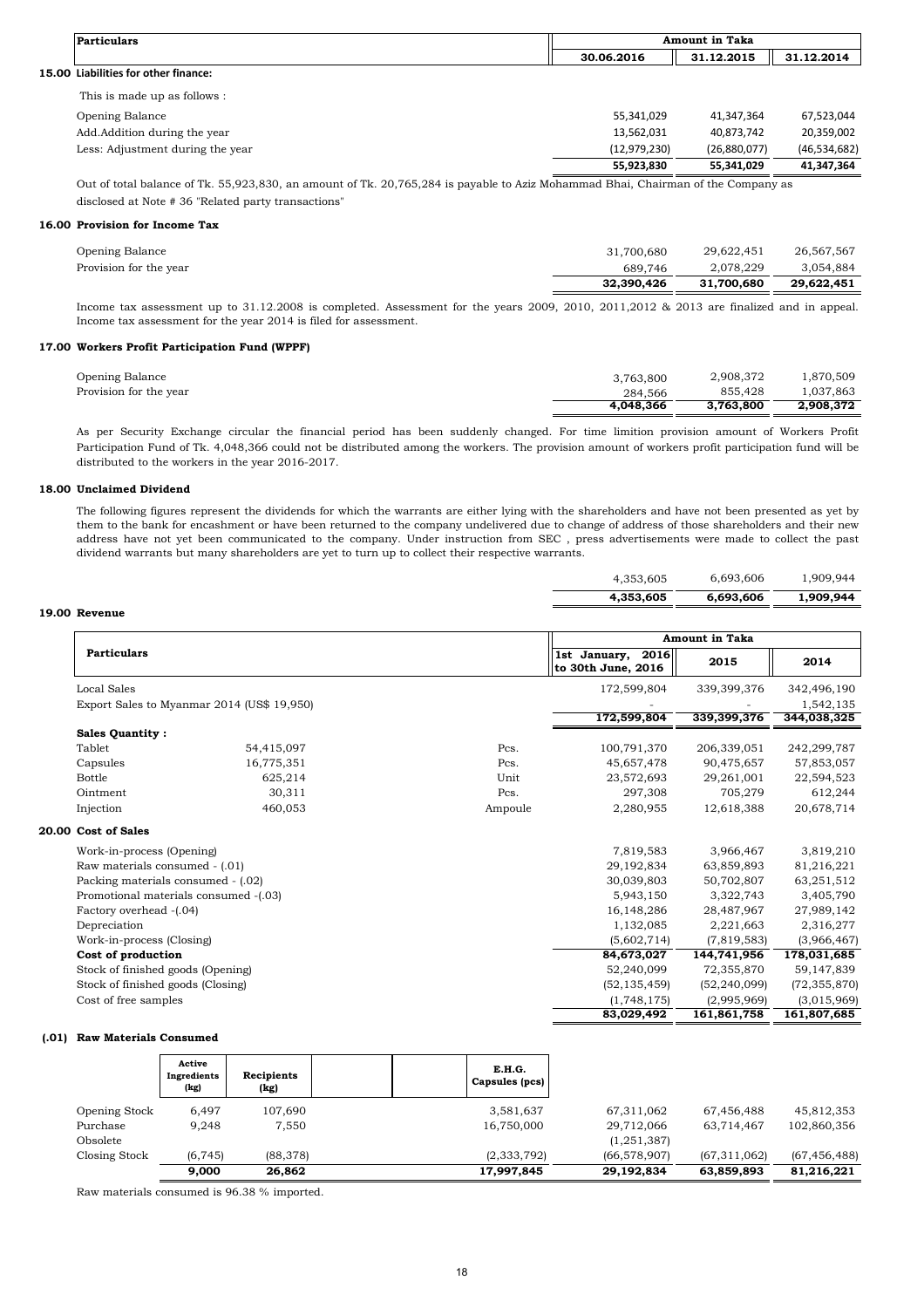| Particulars | Amount in Taka | | |
|---|---|---|---|
| | 30.06.2016 | 31.12.2015 | 31.12.2014 |

## 15.00 Liabilities for other finance:

This is made up as follows :

| | 30.06.2016 | 31.12.2015 | 31.12.2014 |
|---|---|---|---|
| Opening Balance | 55,341,029 | 41,347,364 | 67,523,044 |
| Add.Addition during the year | 13,562,031 | 40,873,742 | 20,359,002 |
| Less: Adjustment during the year | (12,979,230) | (26,880,077) | (46,534,682) |
| | **55,923,830** | **55,341,029** | **41,347,364** |

Out of total balance of Tk. 55,923,830, an amount of Tk. 20,765,284 is payable to Aziz Mohammad Bhai, Chairman of the Company as disclosed at Note # 36 "Related party transactions"

## 16.00 Provision for Income Tax

| | 30.06.2016 | 31.12.2015 | 31.12.2014 |
|---|---|---|---|
| Opening Balance | 31,700,680 | 29,622,451 | 26,567,567 |
| Provision for the year | 689,746 | 2,078,229 | 3,054,884 |
| | **32,390,426** | **31,700,680** | **29,622,451** |

Income tax assessment up to 31.12.2008 is completed. Assessment for the years 2009, 2010, 2011,2012 & 2013 are finalized and in appeal. Income tax assessment for the year 2014 is filed for assessment.

## 17.00 Workers Profit Participation Fund (WPPF)

| | 30.06.2016 | 31.12.2015 | 31.12.2014 |
|---|---|---|---|
| Opening Balance | 3,763,800 | 2,908,372 | 1,870,509 |
| Provision for the year | 284,566 | 855,428 | 1,037,863 |
| | **4,048,366** | **3,763,800** | **2,908,372** |

As per Security Exchange circular the financial period has been suddenly changed. For time limition provision amount of Workers Profit Participation Fund of Tk. 4,048,366 could not be distributed among the workers. The provision amount of workers profit participation fund will be distributed to the workers in the year 2016-2017.

## 18.00 Unclaimed Dividend

The following figures represent the dividends for which the warrants are either lying with the shareholders and have not been presented as yet by them to the bank for encashment or have been returned to the company undelivered due to change of address of those shareholders and their new address have not yet been communicated to the company. Under instruction from SEC , press advertisements were made to collect the past dividend warrants but many shareholders are yet to turn up to collect their respective warrants.

| | 30.06.2016 | 31.12.2015 | 31.12.2014 |
|---|---|---|---|
| | 4,353,605 | 6,693,606 | 1,909,944 |
| | **4,353,605** | **6,693,606** | **1,909,944** |

## 19.00 Revenue

| Particulars | | | Amount in Taka | | |
|---|---|---|---|---|---|
| | | | 1st January, 2016 to 30th June, 2016 | 2015 | 2014 |
| Local Sales | | | 172,599,804 | 339,399,376 | 342,496,190 |
| Export Sales to Myanmar 2014 (US$ 19,950) | | | - | - | 1,542,135 |
| | | | **172,599,804** | **339,399,376** | **344,038,325** |
| **Sales Quantity :** | | | | | |
| Tablet | 54,415,097 | Pcs. | 100,791,370 | 206,339,051 | 242,299,787 |
| Capsules | 16,775,351 | Pcs. | 45,657,478 | 90,475,657 | 57,853,057 |
| Bottle | 625,214 | Unit | 23,572,693 | 29,261,001 | 22,594,523 |
| Ointment | 30,311 | Pcs. | 297,308 | 705,279 | 612,244 |
| Injection | 460,053 | Ampoule | 2,280,955 | 12,618,388 | 20,678,714 |

## 20.00 Cost of Sales

| | 1st January, 2016 to 30th June, 2016 | 2015 | 2014 |
|---|---|---|---|
| Work-in-process (Opening) | 7,819,583 | 3,966,467 | 3,819,210 |
| Raw materials consumed - (.01) | 29,192,834 | 63,859,893 | 81,216,221 |
| Packing materials consumed - (.02) | 30,039,803 | 50,702,807 | 63,251,512 |
| Promotional materials consumed -(.03) | 5,943,150 | 3,322,743 | 3,405,790 |
| Factory overhead -(.04) | 16,148,286 | 28,487,967 | 27,989,142 |
| Depreciation | 1,132,085 | 2,221,663 | 2,316,277 |
| Work-in-process (Closing) | (5,602,714) | (7,819,583) | (3,966,467) |
| **Cost of production** | **84,673,027** | **144,741,956** | **178,031,685** |
| Stock of finished goods (Opening) | 52,240,099 | 72,355,870 | 59,147,839 |
| Stock of finished goods (Closing) | (52,135,459) | (52,240,099) | (72,355,870) |
| Cost of free samples | (1,748,175) | (2,995,969) | (3,015,969) |
| | **83,029,492** | **161,861,758** | **161,807,685** |

### (.01) Raw Materials Consumed

| | Active Ingredients (kg) | Recipients (kg) | E.H.G. Capsules (pcs) | 1st January, 2016 to 30th June, 2016 | 2015 | 2014 |
|---|---|---|---|---|---|---|
| Opening Stock | 6,497 | 107,690 | 3,581,637 | 67,311,062 | 67,456,488 | 45,812,353 |
| Purchase | 9,248 | 7,550 | 16,750,000 | 29,712,066 | 63,714,467 | 102,860,356 |
| Obsolete | | | | (1,251,387) | | |
| Closing Stock | (6,745) | (88,378) | (2,333,792) | (66,578,907) | (67,311,062) | (67,456,488) |
| | **9,000** | **26,862** | **17,997,845** | **29,192,834** | **63,859,893** | **81,216,221** |

Raw materials consumed is 96.38 % imported.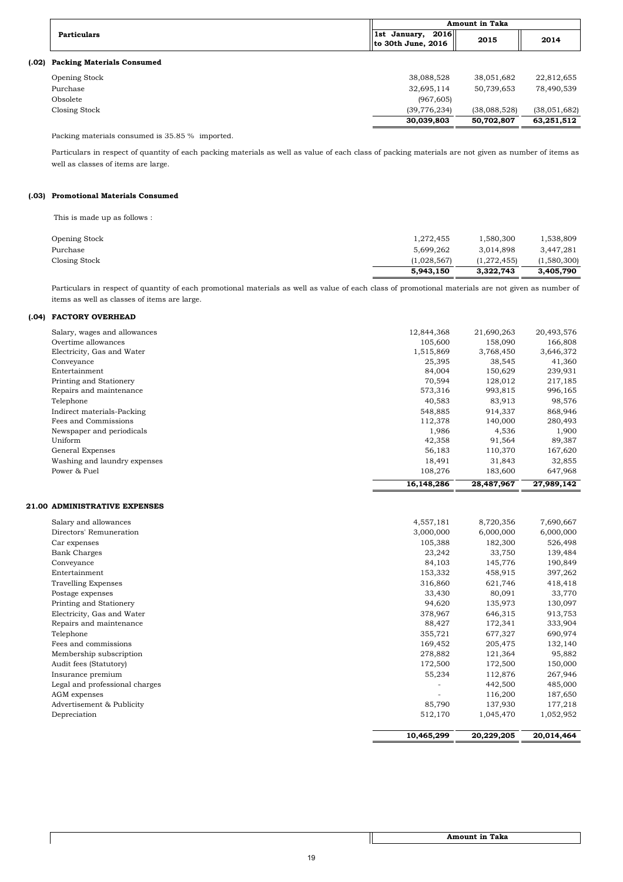| Particulars | Amount in Taka | | |
|---|---|---|---|
| | 1st January, 2016 to 30th June, 2016 | 2015 | 2014 |

### (.02) Packing Materials Consumed

| Particulars | 1st January, 2016 to 30th June, 2016 | 2015 | 2014 |
|---|---|---|---|
| Opening Stock | 38,088,528 | 38,051,682 | 22,812,655 |
| Purchase | 32,695,114 | 50,739,653 | 78,490,539 |
| Obsolete | (967,605) | | |
| Closing Stock | (39,776,234) | (38,088,528) | (38,051,682) |
| | **30,039,803** | **50,702,807** | **63,251,512** |

Packing materials consumed is 35.85 % imported.

Particulars in respect of quantity of each packing materials as well as value of each class of packing materials are not given as number of items as well as classes of items are large.

### (.03) Promotional Materials Consumed

This is made up as follows :

| Particulars | 1st January, 2016 to 30th June, 2016 | 2015 | 2014 |
|---|---|---|---|
| Opening Stock | 1,272,455 | 1,580,300 | 1,538,809 |
| Purchase | 5,699,262 | 3,014,898 | 3,447,281 |
| Closing Stock | (1,028,567) | (1,272,455) | (1,580,300) |
| | **5,943,150** | **3,322,743** | **3,405,790** |

Particulars in respect of quantity of each promotional materials as well as value of each class of promotional materials are not given as number of items as well as classes of items are large.

### (.04) FACTORY OVERHEAD

| Particulars | 1st January, 2016 to 30th June, 2016 | 2015 | 2014 |
|---|---|---|---|
| Salary, wages and allowances | 12,844,368 | 21,690,263 | 20,493,576 |
| Overtime allowances | 105,600 | 158,090 | 166,808 |
| Electricity, Gas and Water | 1,515,869 | 3,768,450 | 3,646,372 |
| Conveyance | 25,395 | 38,545 | 41,360 |
| Entertainment | 84,004 | 150,629 | 239,931 |
| Printing and Stationery | 70,594 | 128,012 | 217,185 |
| Repairs and maintenance | 573,316 | 993,815 | 996,165 |
| Telephone | 40,583 | 83,913 | 98,576 |
| Indirect materials-Packing | 548,885 | 914,337 | 868,946 |
| Fees and Commissions | 112,378 | 140,000 | 280,493 |
| Newspaper and periodicals | 1,986 | 4,536 | 1,900 |
| Uniform | 42,358 | 91,564 | 89,387 |
| General Expenses | 56,183 | 110,370 | 167,620 |
| Washing and laundry expenses | 18,491 | 31,843 | 32,855 |
| Power & Fuel | 108,276 | 183,600 | 647,968 |
| | **16,148,286** | **28,487,967** | **27,989,142** |

## 21.00 ADMINISTRATIVE EXPENSES

| Particulars | 1st January, 2016 to 30th June, 2016 | 2015 | 2014 |
|---|---|---|---|
| Salary and allowances | 4,557,181 | 8,720,356 | 7,690,667 |
| Directors' Remuneration | 3,000,000 | 6,000,000 | 6,000,000 |
| Car expenses | 105,388 | 182,300 | 526,498 |
| Bank Charges | 23,242 | 33,750 | 139,484 |
| Conveyance | 84,103 | 145,776 | 190,849 |
| Entertainment | 153,332 | 458,915 | 397,262 |
| Travelling Expenses | 316,860 | 621,746 | 418,418 |
| Postage expenses | 33,430 | 80,091 | 33,770 |
| Printing and Stationery | 94,620 | 135,973 | 130,097 |
| Electricity, Gas and Water | 378,967 | 646,315 | 913,753 |
| Repairs and maintenance | 88,427 | 172,341 | 333,904 |
| Telephone | 355,721 | 677,327 | 690,974 |
| Fees and commissions | 169,452 | 205,475 | 132,140 |
| Membership subscription | 278,882 | 121,364 | 95,882 |
| Audit fees (Statutory) | 172,500 | 172,500 | 150,000 |
| Insurance premium | 55,234 | 112,876 | 267,946 |
| Legal and professional charges | - | 442,500 | 485,000 |
| AGM expenses | - | 116,200 | 187,650 |
| Advertisement & Publicity | 85,790 | 137,930 | 177,218 |
| Depreciation | 512,170 | 1,045,470 | 1,052,952 |
| | **10,465,299** | **20,229,205** | **20,014,464** |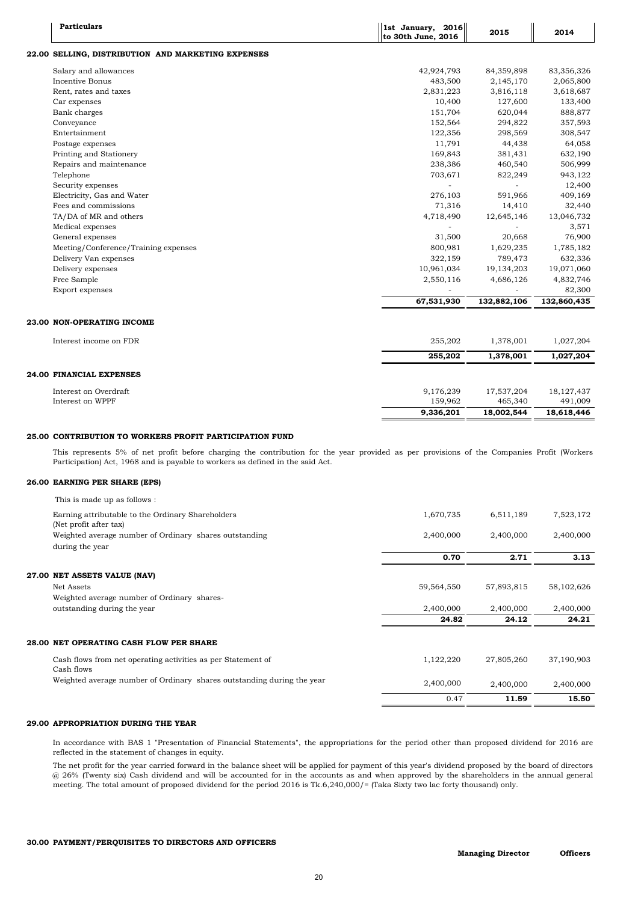| Particulars | 1st January, 2016 to 30th June, 2016 | 2015 | 2014 |
|---|---|---|---|

## 22.00 SELLING, DISTRIBUTION AND MARKETING EXPENSES

| Particulars | 1st January, 2016 to 30th June, 2016 | 2015 | 2014 |
|---|---|---|---|
| Salary and allowances | 42,924,793 | 84,359,898 | 83,356,326 |
| Incentive Bonus | 483,500 | 2,145,170 | 2,065,800 |
| Rent, rates and taxes | 2,831,223 | 3,816,118 | 3,618,687 |
| Car expenses | 10,400 | 127,600 | 133,400 |
| Bank charges | 151,704 | 620,044 | 888,877 |
| Conveyance | 152,564 | 294,822 | 357,593 |
| Entertainment | 122,356 | 298,569 | 308,547 |
| Postage expenses | 11,791 | 44,438 | 64,058 |
| Printing and Stationery | 169,843 | 381,431 | 632,190 |
| Repairs and maintenance | 238,386 | 460,540 | 506,999 |
| Telephone | 703,671 | 822,249 | 943,122 |
| Security expenses | - | - | 12,400 |
| Electricity, Gas and Water | 276,103 | 591,966 | 409,169 |
| Fees and commissions | 71,316 | 14,410 | 32,440 |
| TA/DA of MR and others | 4,718,490 | 12,645,146 | 13,046,732 |
| Medical expenses | - | - | 3,571 |
| General expenses | 31,500 | 20,668 | 76,900 |
| Meeting/Conference/Training expenses | 800,981 | 1,629,235 | 1,785,182 |
| Delivery Van expenses | 322,159 | 789,473 | 632,336 |
| Delivery expenses | 10,961,034 | 19,134,203 | 19,071,060 |
| Free Sample | 2,550,116 | 4,686,126 | 4,832,746 |
| Export expenses | - | - | 82,300 |
| | **67,531,930** | **132,882,106** | **132,860,435** |

## 23.00 NON-OPERATING INCOME

| Particulars | 1st January, 2016 to 30th June, 2016 | 2015 | 2014 |
|---|---|---|---|
| Interest income on FDR | 255,202 | 1,378,001 | 1,027,204 |
| | **255,202** | **1,378,001** | **1,027,204** |

## 24.00 FINANCIAL EXPENSES

| Particulars | 1st January, 2016 to 30th June, 2016 | 2015 | 2014 |
|---|---|---|---|
| Interest on Overdraft | 9,176,239 | 17,537,204 | 18,127,437 |
| Interest on WPPF | 159,962 | 465,340 | 491,009 |
| | **9,336,201** | **18,002,544** | **18,618,446** |

## 25.00 CONTRIBUTION TO WORKERS PROFIT PARTICIPATION FUND

This represents 5% of net profit before charging the contribution for the year provided as per provisions of the Companies Profit (Workers Participation) Act, 1968 and is payable to workers as defined in the said Act.

## 26.00 EARNING PER SHARE (EPS)

This is made up as follows :

| Particulars | 1st January, 2016 to 30th June, 2016 | 2015 | 2014 |
|---|---|---|---|
| Earning attributable to the Ordinary Shareholders (Net profit after tax) | 1,670,735 | 6,511,189 | 7,523,172 |
| Weighted average number of Ordinary shares outstanding during the year | 2,400,000 | 2,400,000 | 2,400,000 |
| | **0.70** | **2.71** | **3.13** |

## 27.00 NET ASSETS VALUE (NAV)

| Particulars | 1st January, 2016 to 30th June, 2016 | 2015 | 2014 |
|---|---|---|---|
| Net Assets | 59,564,550 | 57,893,815 | 58,102,626 |
| Weighted average number of Ordinary shares-outstanding during the year | 2,400,000 | 2,400,000 | 2,400,000 |
| | **24.82** | **24.12** | **24.21** |

## 28.00 NET OPERATING CASH FLOW PER SHARE

| Particulars | 1st January, 2016 to 30th June, 2016 | 2015 | 2014 |
|---|---|---|---|
| Cash flows from net operating activities as per Statement of Cash flows | 1,122,220 | 27,805,260 | 37,190,903 |
| Weighted average number of Ordinary shares outstanding during the year | 2,400,000 | 2,400,000 | 2,400,000 |
| | 0.47 | **11.59** | **15.50** |

## 29.00 APPROPRIATION DURING THE YEAR

In accordance with BAS 1 "Presentation of Financial Statements", the appropriations for the period other than proposed dividend for 2016 are reflected in the statement of changes in equity.

The net profit for the year carried forward in the balance sheet will be applied for payment of this year's dividend proposed by the board of directors @ 26% (Twenty six) Cash dividend and will be accounted for in the accounts as and when approved by the shareholders in the annual general meeting. The total amount of proposed dividend for the period 2016 is Tk.6,240,000/= (Taka Sixty two lac forty thousand) only.

## 30.00 PAYMENT/PERQUISITES TO DIRECTORS AND OFFICERS

| | Managing Director | Officers |
|---|---|---|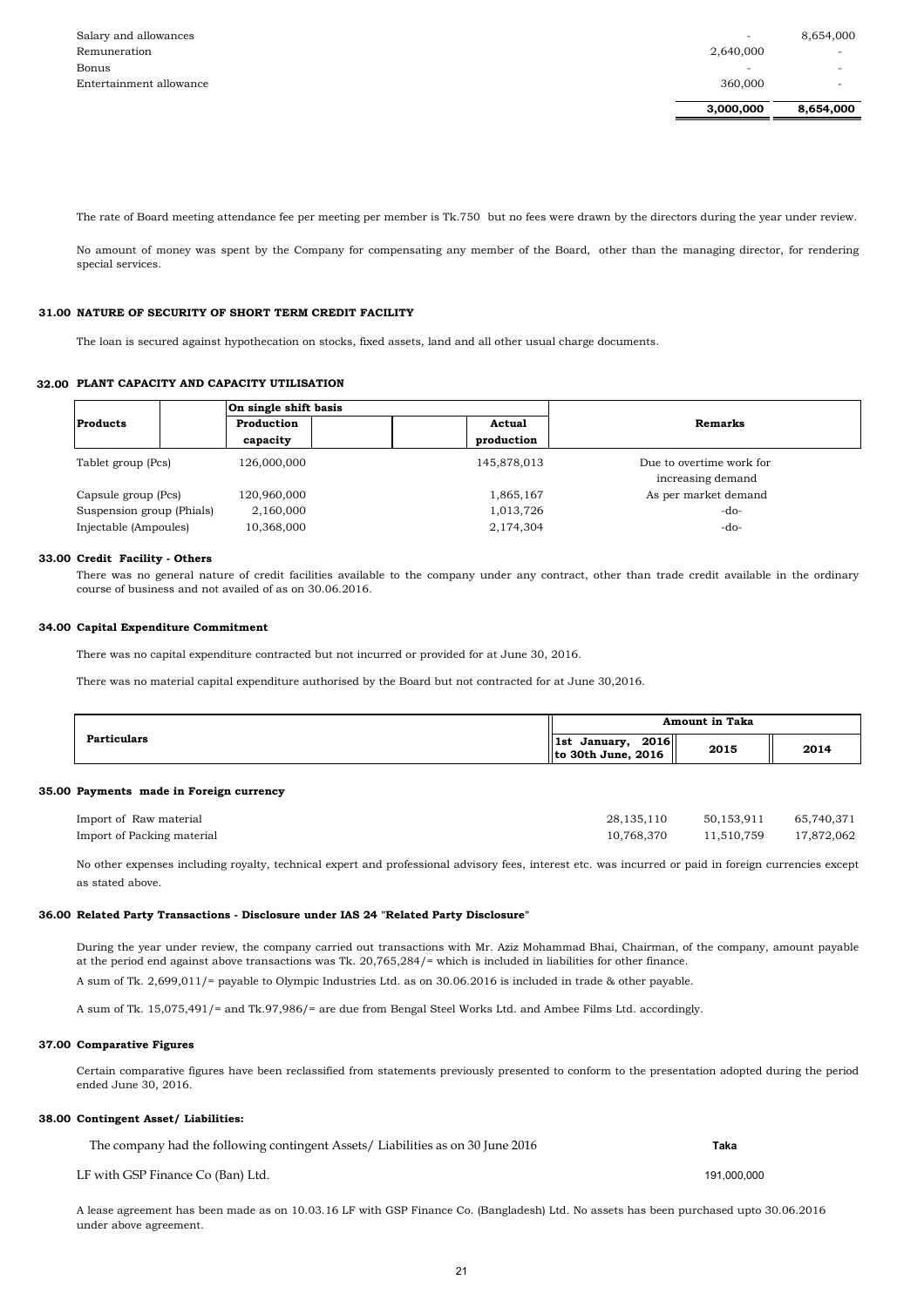| | | |
|---|---|---|
| Salary and allowances | - | 8,654,000 |
| Remuneration | 2,640,000 | - |
| Bonus | - | - |
| Entertainment allowance | 360,000 | - |
| | **3,000,000** | **8,654,000** |

The rate of Board meeting attendance fee per meeting per member is Tk.750 but no fees were drawn by the directors during the year under review.

No amount of money was spent by the Company for compensating any member of the Board, other than the managing director, for rendering special services.

### 31.00 NATURE OF SECURITY OF SHORT TERM CREDIT FACILITY

The loan is secured against hypothecation on stocks, fixed assets, land and all other usual charge documents.

### 32.00 PLANT CAPACITY AND CAPACITY UTILISATION

| Products | On single shift basis Production capacity | Actual production | Remarks |
|---|---|---|---|
| Tablet group (Pcs) | 126,000,000 | 145,878,013 | Due to overtime work for increasing demand |
| Capsule group (Pcs) | 120,960,000 | 1,865,167 | As per market demand |
| Suspension group (Phials) | 2,160,000 | 1,013,726 | -do- |
| Injectable (Ampoules) | 10,368,000 | 2,174,304 | -do- |

### 33.00 Credit Facility - Others

There was no general nature of credit facilities available to the company under any contract, other than trade credit available in the ordinary course of business and not availed of as on 30.06.2016.

### 34.00 Capital Expenditure Commitment

There was no capital expenditure contracted but not incurred or provided for at June 30, 2016.

There was no material capital expenditure authorised by the Board but not contracted for at June 30,2016.

| Particulars | Amount in Taka | | |
|---|---|---|---|
| | 1st January, 2016 to 30th June, 2016 | 2015 | 2014 |
| **35.00 Payments made in Foreign currency** | | | |
| Import of Raw material | 28,135,110 | 50,153,911 | 65,740,371 |
| Import of Packing material | 10,768,370 | 11,510,759 | 17,872,062 |

No other expenses including royalty, technical expert and professional advisory fees, interest etc. was incurred or paid in foreign currencies except as stated above.

### 36.00 Related Party Transactions - Disclosure under IAS 24 "Related Party Disclosure"

During the year under review, the company carried out transactions with Mr. Aziz Mohammad Bhai, Chairman, of the company, amount payable at the period end against above transactions was Tk. 20,765,284/= which is included in liabilities for other finance.

A sum of Tk. 2,699,011/= payable to Olympic Industries Ltd. as on 30.06.2016 is included in trade & other payable.

A sum of Tk. 15,075,491/= and Tk.97,986/= are due from Bengal Steel Works Ltd. and Ambee Films Ltd. accordingly.

### 37.00 Comparative Figures

Certain comparative figures have been reclassified from statements previously presented to conform to the presentation adopted during the period ended June 30, 2016.

### 38.00 Contingent Asset/ Liabilities:

| The company had the following contingent Assets/ Liabilities as on 30 June 2016 | Taka |
|---|---|
| LF with GSP Finance Co (Ban) Ltd. | 191,000,000 |

A lease agreement has been made as on 10.03.16 LF with GSP Finance Co. (Bangladesh) Ltd. No assets has been purchased upto 30.06.2016 under above agreement.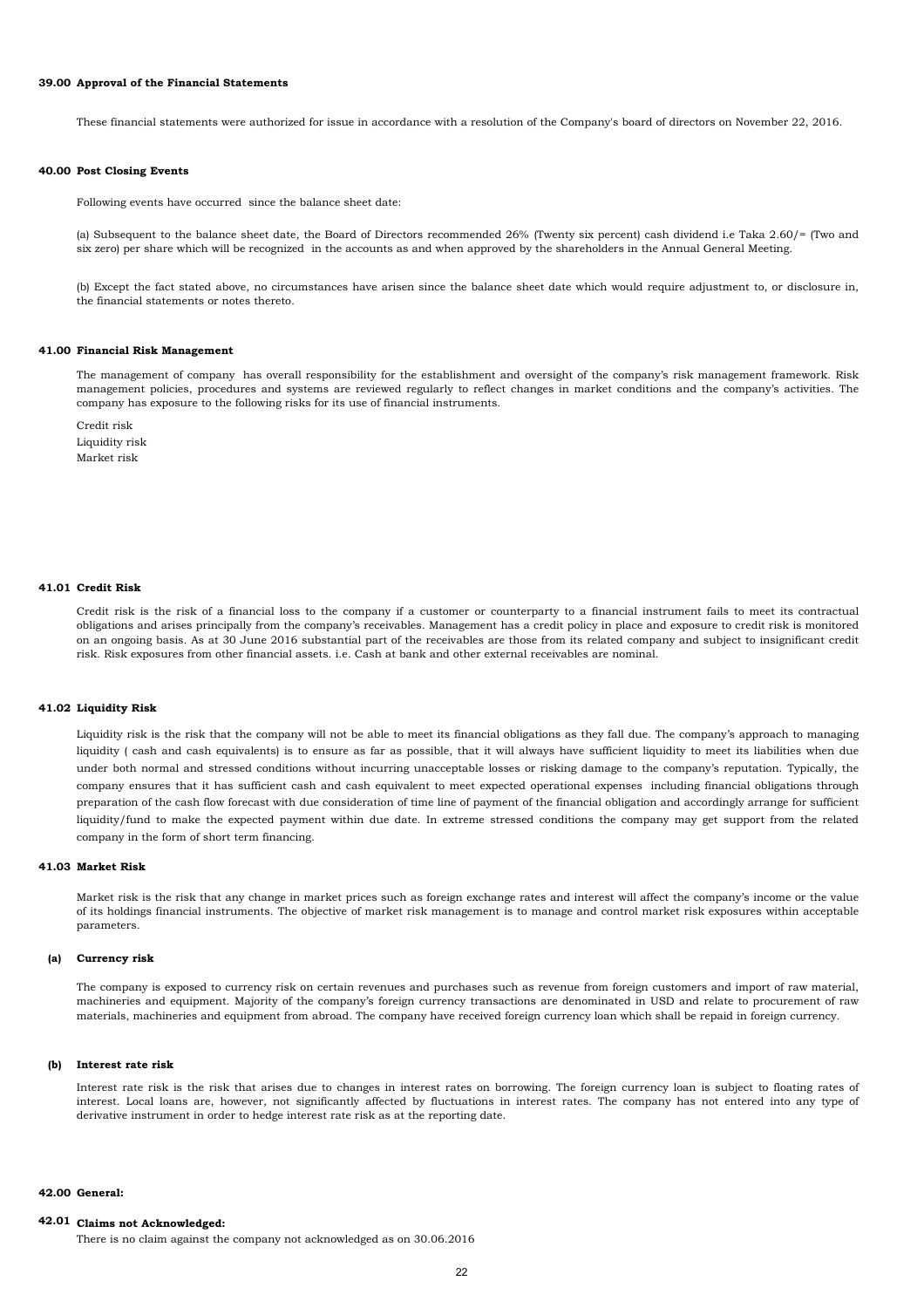### 39.00 Approval of the Financial Statements

These financial statements were authorized for issue in accordance with a resolution of the Company's board of directors on November 22, 2016.

### 40.00 Post Closing Events

Following events have occurred since the balance sheet date:

(a) Subsequent to the balance sheet date, the Board of Directors recommended 26% (Twenty six percent) cash dividend i.e Taka 2.60/= (Two and six zero) per share which will be recognized in the accounts as and when approved by the shareholders in the Annual General Meeting.

(b) Except the fact stated above, no circumstances have arisen since the balance sheet date which would require adjustment to, or disclosure in, the financial statements or notes thereto.

### 41.00 Financial Risk Management

The management of company has overall responsibility for the establishment and oversight of the company's risk management framework. Risk management policies, procedures and systems are reviewed regularly to reflect changes in market conditions and the company's activities. The company has exposure to the following risks for its use of financial instruments.

Credit risk
Liquidity risk
Market risk

### 41.01 Credit Risk

Credit risk is the risk of a financial loss to the company if a customer or counterparty to a financial instrument fails to meet its contractual obligations and arises principally from the company's receivables. Management has a credit policy in place and exposure to credit risk is monitored on an ongoing basis. As at 30 June 2016 substantial part of the receivables are those from its related company and subject to insignificant credit risk. Risk exposures from other financial assets. i.e. Cash at bank and other external receivables are nominal.

### 41.02 Liquidity Risk

Liquidity risk is the risk that the company will not be able to meet its financial obligations as they fall due. The company's approach to managing liquidity ( cash and cash equivalents) is to ensure as far as possible, that it will always have sufficient liquidity to meet its liabilities when due under both normal and stressed conditions without incurring unacceptable losses or risking damage to the company's reputation. Typically, the company ensures that it has sufficient cash and cash equivalent to meet expected operational expenses including financial obligations through preparation of the cash flow forecast with due consideration of time line of payment of the financial obligation and accordingly arrange for sufficient liquidity/fund to make the expected payment within due date. In extreme stressed conditions the company may get support from the related company in the form of short term financing.

### 41.03 Market Risk

Market risk is the risk that any change in market prices such as foreign exchange rates and interest will affect the company's income or the value of its holdings financial instruments. The objective of market risk management is to manage and control market risk exposures within acceptable parameters.

#### (a) Currency risk

The company is exposed to currency risk on certain revenues and purchases such as revenue from foreign customers and import of raw material, machineries and equipment. Majority of the company's foreign currency transactions are denominated in USD and relate to procurement of raw materials, machineries and equipment from abroad. The company have received foreign currency loan which shall be repaid in foreign currency.

#### (b) Interest rate risk

Interest rate risk is the risk that arises due to changes in interest rates on borrowing. The foreign currency loan is subject to floating rates of interest. Local loans are, however, not significantly affected by fluctuations in interest rates. The company has not entered into any type of derivative instrument in order to hedge interest rate risk as at the reporting date.

### 42.00 General:

### 42.01 Claims not Acknowledged:

There is no claim against the company not acknowledged as on 30.06.2016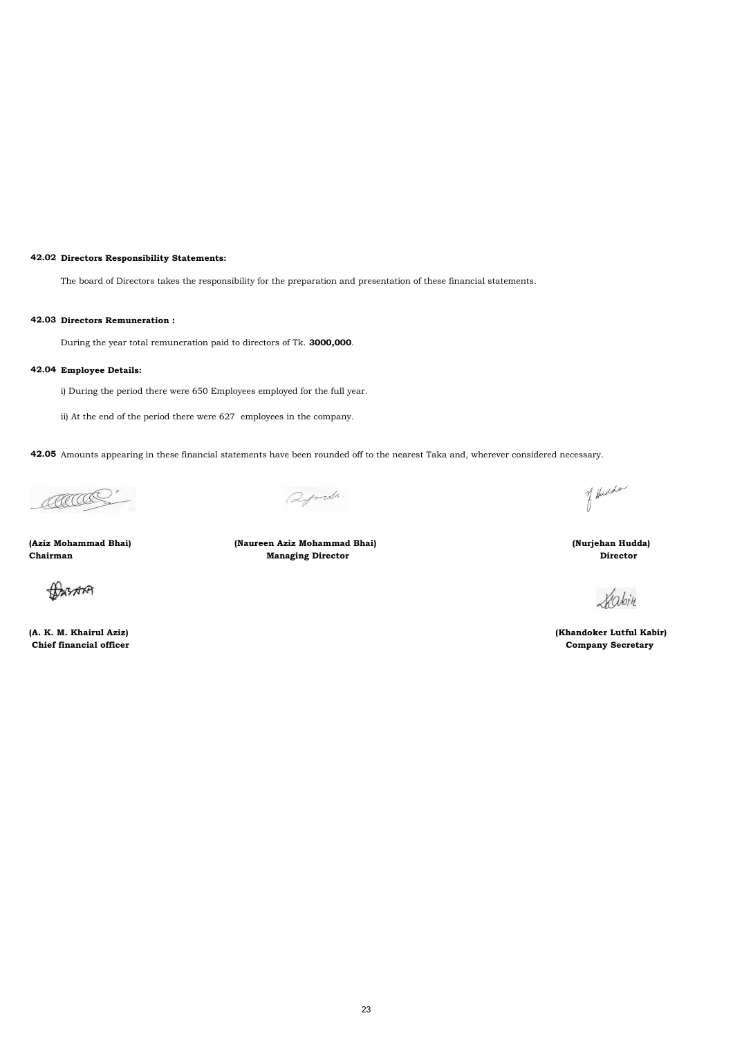**42.02 Directors Responsibility Statements:**

The board of Directors takes the responsibility for the preparation and presentation of these financial statements.

**42.03 Directors Remuneration :**

During the year total remuneration paid to directors of Tk. **3000,000**.

**42.04 Employee Details:**

i) During the period there were 650 Employees employed for the full year.

ii) At the end of the period there were 627 employees in the company.

**42.05** Amounts appearing in these financial statements have been rounded off to the nearest Taka and, wherever considered necessary.

| | | |
|---|---|---|
| **(Aziz Mohammad Bhai)** | **(Naureen Aziz Mohammad Bhai)** | **(Nurjehan Hudda)** |
| **Chairman** | **Managing Director** | **Director** |
| **(A. K. M. Khairul Aziz)** | | **(Khandoker Lutful Kabir)** |
| **Chief financial officer** | | **Company Secretary** |